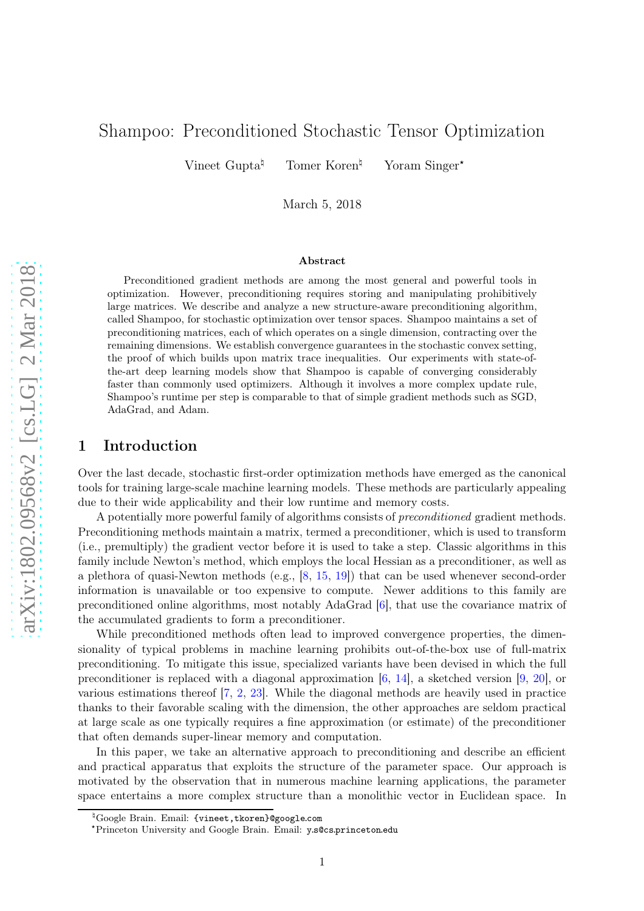# Shampoo: Preconditioned Stochastic Tensor Optimization

Vineet Gupta[♮] Tomer Koren[♮] Yoram Singer[⋆]

March 5, 2018

### Abstract

Preconditioned gradient methods are among the most general and powerful tools in optimization. However, preconditioning requires storing and manipulating prohibitively large matrices. We describe and analyze a new structure-aware preconditioning algorithm, called Shampoo, for stochastic optimization over tensor spaces. Shampoo maintains a set of preconditioning matrices, each of which operates on a single dimension, contracting over the remaining dimensions. We establish convergence guarantees in the stochastic convex setting, the proof of which builds upon matrix trace inequalities. Our experiments with state-of-the-art deep learning models show that Shampoo is capable of converging considerably faster than commonly used optimizers. Although it involves a more complex update rule, Shampoo's runtime per step is comparable to that of simple gradient methods such as SGD, AdaGrad, and Adam.

## 1 Introduction

Over the last decade, stochastic first-order optimization methods have emerged as the canonical tools for training large-scale machine learning models. These methods are particularly appealing due to their wide applicability and their low runtime and memory costs.

A potentially more powerful family of algorithms consists of *preconditioned* gradient methods. Preconditioning methods maintain a matrix, termed a preconditioner, which is used to transform (i.e., premultiply) the gradient vector before it is used to take a step. Classic algorithms in this family include Newton's method, which employs the local Hessian as a preconditioner, as well as a plethora of quasi-Newton methods (e.g., [8, 15, 19]) that can be used whenever second-order information is unavailable or too expensive to compute. Newer additions to this family are preconditioned online algorithms, most notably AdaGrad [6], that use the covariance matrix of the accumulated gradients to form a preconditioner.

While preconditioned methods often lead to improved convergence properties, the dimensionality of typical problems in machine learning prohibits out-of-the-box use of full-matrix preconditioning. To mitigate this issue, specialized variants have been devised in which the full preconditioner is replaced with a diagonal approximation [6, 14], a sketched version [9, 20], or various estimations thereof [7, 2, 23]. While the diagonal methods are heavily used in practice thanks to their favorable scaling with the dimension, the other approaches are seldom practical at large scale as one typically requires a fine approximation (or estimate) of the preconditioner that often demands super-linear memory and computation.

In this paper, we take an alternative approach to preconditioning and describe an efficient and practical apparatus that exploits the structure of the parameter space. Our approach is motivated by the observation that in numerous machine learning applications, the parameter space entertains a more complex structure than a monolithic vector in Euclidean space. In

[♮]Google Brain. Email: {vineet,tkoren}@google.com

[⋆]Princeton University and Google Brain. Email: y.s@cs.princeton.edu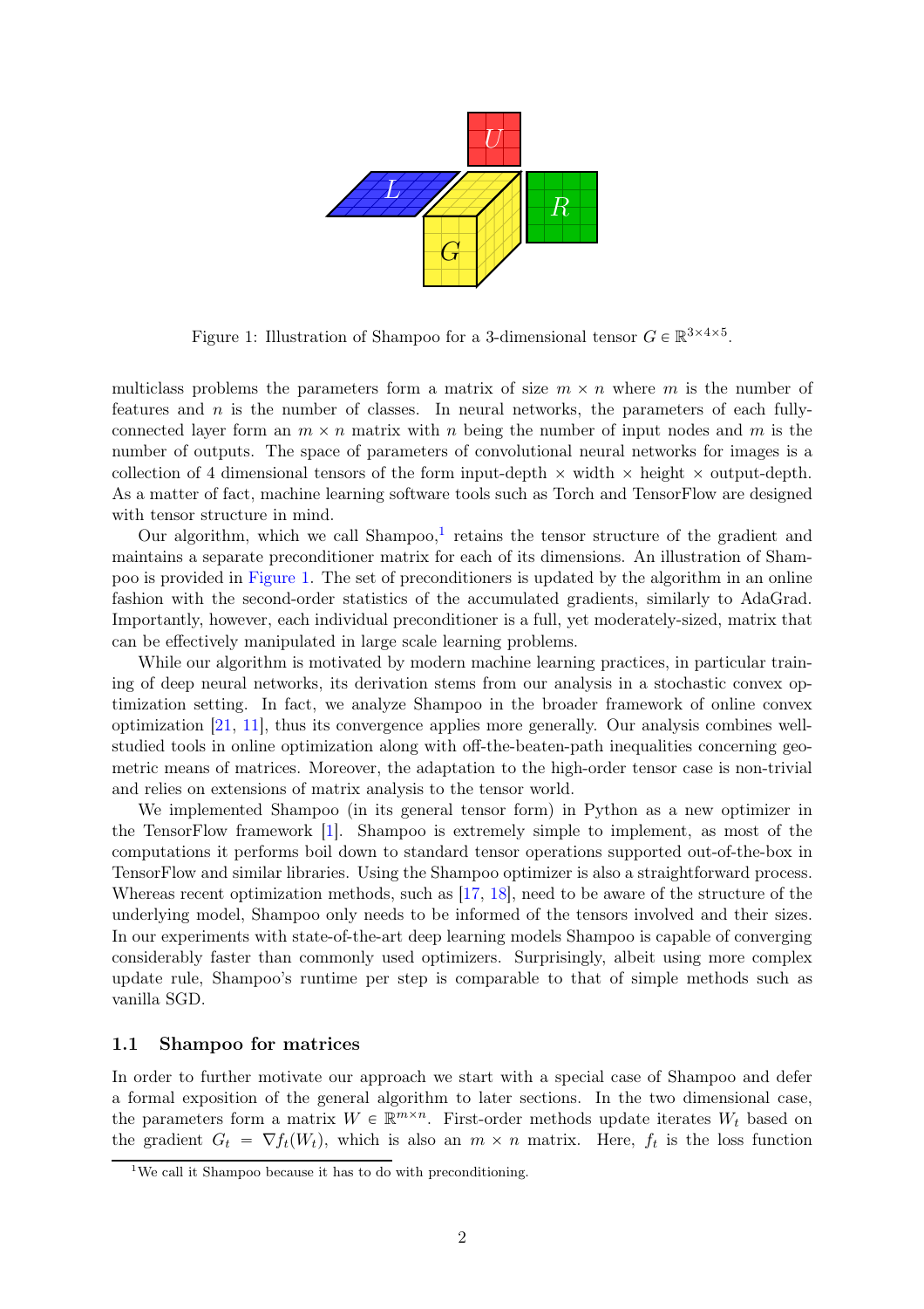Figure 1: Illustration of Shampoo for a 3-dimensional tensor $G \in \mathbb{R}^{3 \times 4 \times 5}$.

multiclass problems the parameters form a matrix of size $m \times n$ where $m$ is the number of features and $n$ is the number of classes. In neural networks, the parameters of each fully-connected layer form an $m \times n$ matrix with $n$ being the number of input nodes and $m$ is the number of outputs. The space of parameters of convolutional neural networks for images is a collection of 4 dimensional tensors of the form input-depth × width × height × output-depth. As a matter of fact, machine learning software tools such as Torch and TensorFlow are designed with tensor structure in mind.

Our algorithm, which we call Shampoo,[1] retains the tensor structure of the gradient and maintains a separate preconditioner matrix for each of its dimensions. An illustration of Shampoo is provided in Figure 1. The set of preconditioners is updated by the algorithm in an online fashion with the second-order statistics of the accumulated gradients, similarly to AdaGrad. Importantly, however, each individual preconditioner is a full, yet moderately-sized, matrix that can be effectively manipulated in large scale learning problems.

While our algorithm is motivated by modern machine learning practices, in particular training of deep neural networks, its derivation stems from our analysis in a stochastic convex optimization setting. In fact, we analyze Shampoo in the broader framework of online convex optimization [21, 11], thus its convergence applies more generally. Our analysis combines well-studied tools in online optimization along with off-the-beaten-path inequalities concerning geometric means of matrices. Moreover, the adaptation to the high-order tensor case is non-trivial and relies on extensions of matrix analysis to the tensor world.

We implemented Shampoo (in its general tensor form) in Python as a new optimizer in the TensorFlow framework [1]. Shampoo is extremely simple to implement, as most of the computations it performs boil down to standard tensor operations supported out-of-the-box in TensorFlow and similar libraries. Using the Shampoo optimizer is also a straightforward process. Whereas recent optimization methods, such as [17, 18], need to be aware of the structure of the underlying model, Shampoo only needs to be informed of the tensors involved and their sizes. In our experiments with state-of-the-art deep learning models Shampoo is capable of converging considerably faster than commonly used optimizers. Surprisingly, albeit using more complex update rule, Shampoo's runtime per step is comparable to that of simple methods such as vanilla SGD.

### 1.1 Shampoo for matrices

In order to further motivate our approach we start with a special case of Shampoo and defer a formal exposition of the general algorithm to later sections. In the two dimensional case, the parameters form a matrix $W \in \mathbb{R}^{m \times n}$. First-order methods update iterates $W_t$ based on the gradient $G_t = \nabla f_t(W_t)$, which is also an $m \times n$ matrix. Here, $f_t$ is the loss function

[1] We call it Shampoo because it has to do with preconditioning.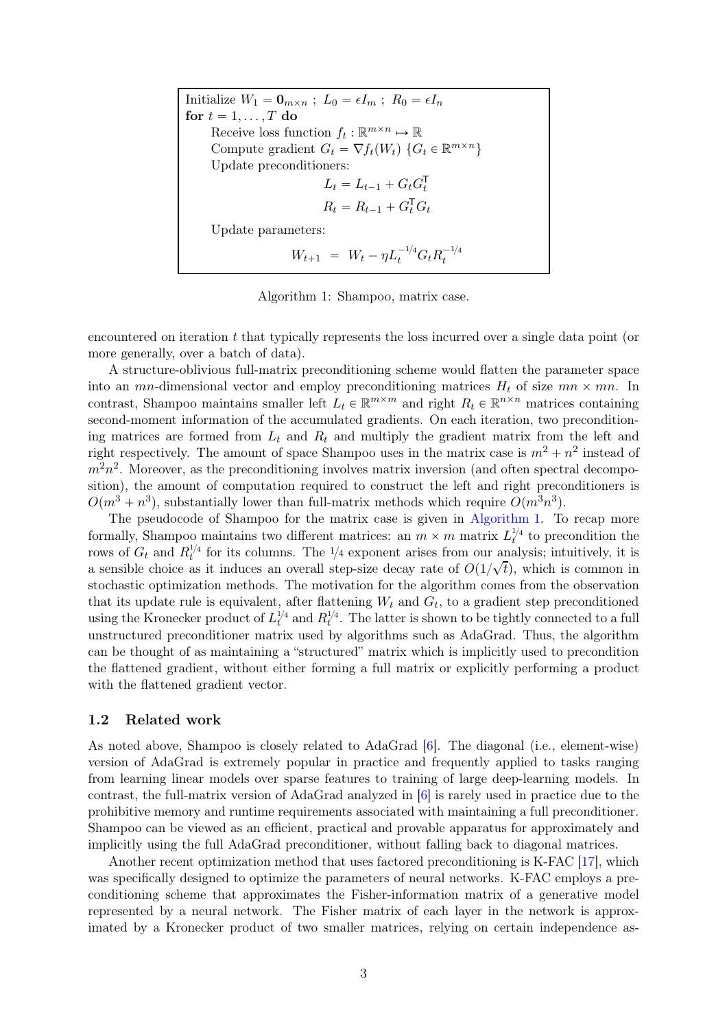Initialize $W_1 = \mathbf{0}_{m \times n}$ ; $L_0 = \epsilon I_m$ ; $R_0 = \epsilon I_n$

**for** $t = 1, \ldots, T$ **do**

Receive loss function $f_t : \mathbb{R}^{m \times n} \mapsto \mathbb{R}$

Compute gradient $G_t = \nabla f_t(W_t)$ $\{G_t \in \mathbb{R}^{m \times n}\}$

Update preconditioners:

$$L_t = L_{t-1} + G_t G_t^{\mathsf{T}}$$

$$R_t = R_{t-1} + G_t^{\mathsf{T}} G_t$$

Update parameters:

$$W_{t+1} \;=\; W_t - \eta L_t^{-1/4} G_t R_t^{-1/4}$$

Algorithm 1: Shampoo, matrix case.

encountered on iteration $t$ that typically represents the loss incurred over a single data point (or more generally, over a batch of data).

A structure-oblivious full-matrix preconditioning scheme would flatten the parameter space into an $mn$-dimensional vector and employ preconditioning matrices $H_t$ of size $mn \times mn$. In contrast, Shampoo maintains smaller left $L_t \in \mathbb{R}^{m \times m}$ and right $R_t \in \mathbb{R}^{n \times n}$ matrices containing second-moment information of the accumulated gradients. On each iteration, two preconditioning matrices are formed from $L_t$ and $R_t$ and multiply the gradient matrix from the left and right respectively. The amount of space Shampoo uses in the matrix case is $m^2 + n^2$ instead of $m^2 n^2$. Moreover, as the preconditioning involves matrix inversion (and often spectral decomposition), the amount of computation required to construct the left and right preconditioners is $O(m^3 + n^3)$, substantially lower than full-matrix methods which require $O(m^3 n^3)$.

The pseudocode of Shampoo for the matrix case is given in Algorithm 1. To recap more formally, Shampoo maintains two different matrices: an $m \times m$ matrix $L_t^{1/4}$ to precondition the rows of $G_t$ and $R_t^{1/4}$ for its columns. The $1/4$ exponent arises from our analysis; intuitively, it is a sensible choice as it induces an overall step-size decay rate of $O(1/\sqrt{t})$, which is common in stochastic optimization methods. The motivation for the algorithm comes from the observation that its update rule is equivalent, after flattening $W_t$ and $G_t$, to a gradient step preconditioned using the Kronecker product of $L_t^{1/4}$ and $R_t^{1/4}$. The latter is shown to be tightly connected to a full unstructured preconditioner matrix used by algorithms such as AdaGrad. Thus, the algorithm can be thought of as maintaining a "structured" matrix which is implicitly used to precondition the flattened gradient, without either forming a full matrix or explicitly performing a product with the flattened gradient vector.

### 1.2 Related work

As noted above, Shampoo is closely related to AdaGrad [6]. The diagonal (i.e., element-wise) version of AdaGrad is extremely popular in practice and frequently applied to tasks ranging from learning linear models over sparse features to training of large deep-learning models. In contrast, the full-matrix version of AdaGrad analyzed in [6] is rarely used in practice due to the prohibitive memory and runtime requirements associated with maintaining a full preconditioner. Shampoo can be viewed as an efficient, practical and provable apparatus for approximately and implicitly using the full AdaGrad preconditioner, without falling back to diagonal matrices.

Another recent optimization method that uses factored preconditioning is K-FAC [17], which was specifically designed to optimize the parameters of neural networks. K-FAC employs a preconditioning scheme that approximates the Fisher-information matrix of a generative model represented by a neural network. The Fisher matrix of each layer in the network is approximated by a Kronecker product of two smaller matrices, relying on certain independence as-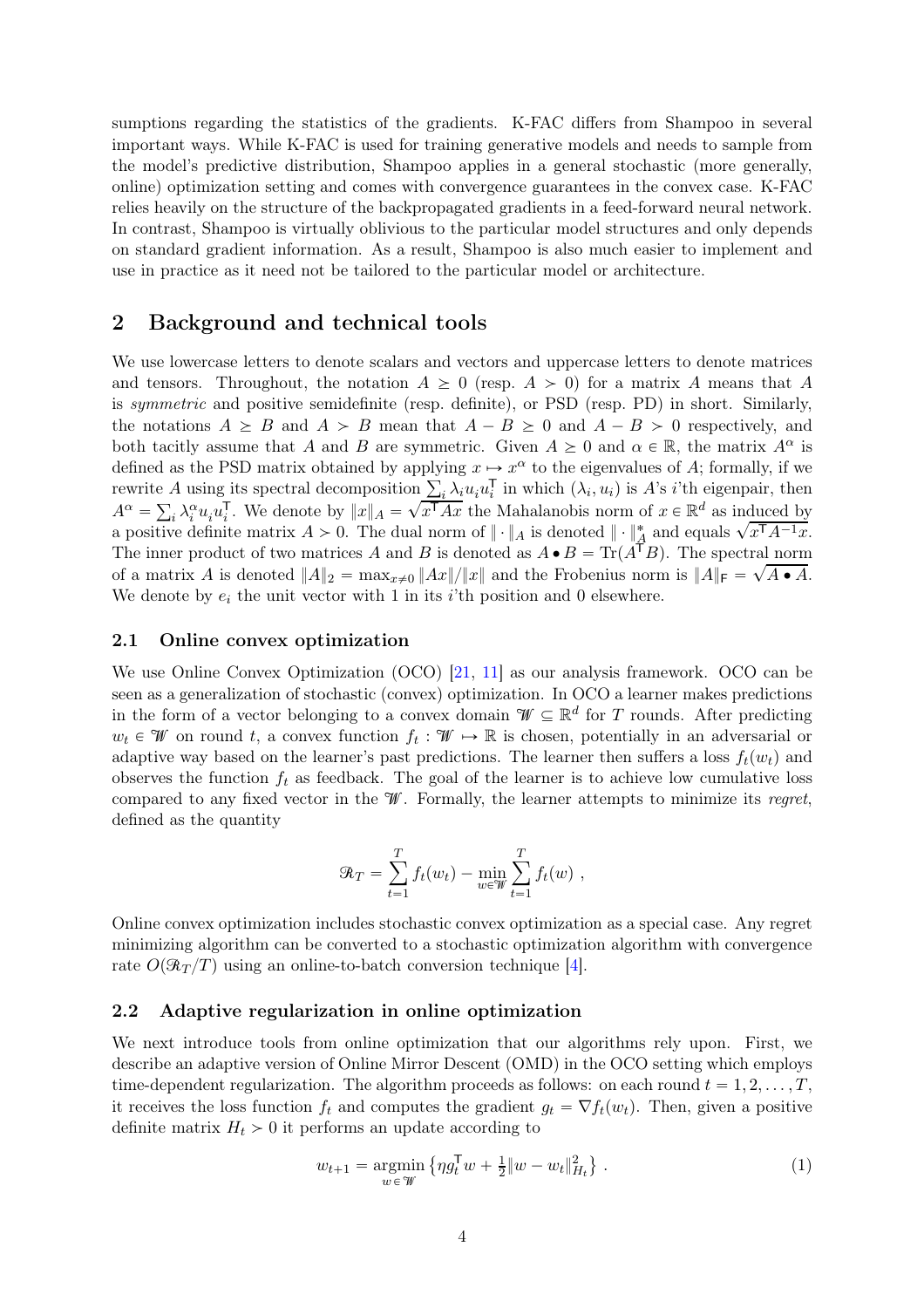sumptions regarding the statistics of the gradients. K-FAC differs from Shampoo in several important ways. While K-FAC is used for training generative models and needs to sample from the model's predictive distribution, Shampoo applies in a general stochastic (more generally, online) optimization setting and comes with convergence guarantees in the convex case. K-FAC relies heavily on the structure of the backpropagated gradients in a feed-forward neural network. In contrast, Shampoo is virtually oblivious to the particular model structures and only depends on standard gradient information. As a result, Shampoo is also much easier to implement and use in practice as it need not be tailored to the particular model or architecture.

## 2 Background and technical tools

We use lowercase letters to denote scalars and vectors and uppercase letters to denote matrices and tensors. Throughout, the notation $A \succeq 0$ (resp. $A \succ 0$) for a matrix $A$ means that $A$ is *symmetric* and positive semidefinite (resp. definite), or PSD (resp. PD) in short. Similarly, the notations $A \succeq B$ and $A \succ B$ mean that $A - B \succeq 0$ and $A - B \succ 0$ respectively, and both tacitly assume that $A$ and $B$ are symmetric. Given $A \succeq 0$ and $\alpha \in \mathbb{R}$, the matrix $A^\alpha$ is defined as the PSD matrix obtained by applying $x \mapsto x^\alpha$ to the eigenvalues of $A$; formally, if we rewrite $A$ using its spectral decomposition $\sum_i \lambda_i u_i u_i^\mathsf{T}$ in which $(\lambda_i, u_i)$ is $A$'s $i$'th eigenpair, then $A^\alpha = \sum_i \lambda_i^\alpha u_i u_i^\mathsf{T}$. We denote by $\|x\|_A = \sqrt{x^\mathsf{T} A x}$ the Mahalanobis norm of $x \in \mathbb{R}^d$ as induced by a positive definite matrix $A \succ 0$. The dual norm of $\|\cdot\|_A$ is denoted $\|\cdot\|_A^*$ and equals $\sqrt{x^\mathsf{T} A^{-1} x}$. The inner product of two matrices $A$ and $B$ is denoted as $A \bullet B = \mathrm{Tr}(A^\mathsf{T} B)$. The spectral norm of a matrix $A$ is denoted $\|A\|_2 = \max_{x \neq 0} \|Ax\|/\|x\|$ and the Frobenius norm is $\|A\|_\mathsf{F} = \sqrt{A \bullet A}$. We denote by $e_i$ the unit vector with 1 in its $i$'th position and 0 elsewhere.

### 2.1 Online convex optimization

We use Online Convex Optimization (OCO) [21, 11] as our analysis framework. OCO can be seen as a generalization of stochastic (convex) optimization. In OCO a learner makes predictions in the form of a vector belonging to a convex domain $\mathcal{W} \subseteq \mathbb{R}^d$ for $T$ rounds. After predicting $w_t \in \mathcal{W}$ on round $t$, a convex function $f_t : \mathcal{W} \mapsto \mathbb{R}$ is chosen, potentially in an adversarial or adaptive way based on the learner's past predictions. The learner then suffers a loss $f_t(w_t)$ and observes the function $f_t$ as feedback. The goal of the learner is to achieve low cumulative loss compared to any fixed vector in the $\mathcal{W}$. Formally, the learner attempts to minimize its *regret*, defined as the quantity

$$\mathcal{R}_T = \sum_{t=1}^{T} f_t(w_t) - \min_{w \in \mathcal{W}} \sum_{t=1}^{T} f_t(w) \ ,$$

Online convex optimization includes stochastic convex optimization as a special case. Any regret minimizing algorithm can be converted to a stochastic optimization algorithm with convergence rate $O(\mathcal{R}_T/T)$ using an online-to-batch conversion technique [4].

### 2.2 Adaptive regularization in online optimization

We next introduce tools from online optimization that our algorithms rely upon. First, we describe an adaptive version of Online Mirror Descent (OMD) in the OCO setting which employs time-dependent regularization. The algorithm proceeds as follows: on each round $t = 1, 2, \ldots, T$, it receives the loss function $f_t$ and computes the gradient $g_t = \nabla f_t(w_t)$. Then, given a positive definite matrix $H_t \succ 0$ it performs an update according to

$$w_{t+1} = \operatorname*{argmin}_{w \in \mathcal{W}} \left\{ \eta g_t^\mathsf{T} w + \tfrac{1}{2} \|w - w_t\|_{H_t}^2 \right\} . \tag{1}$$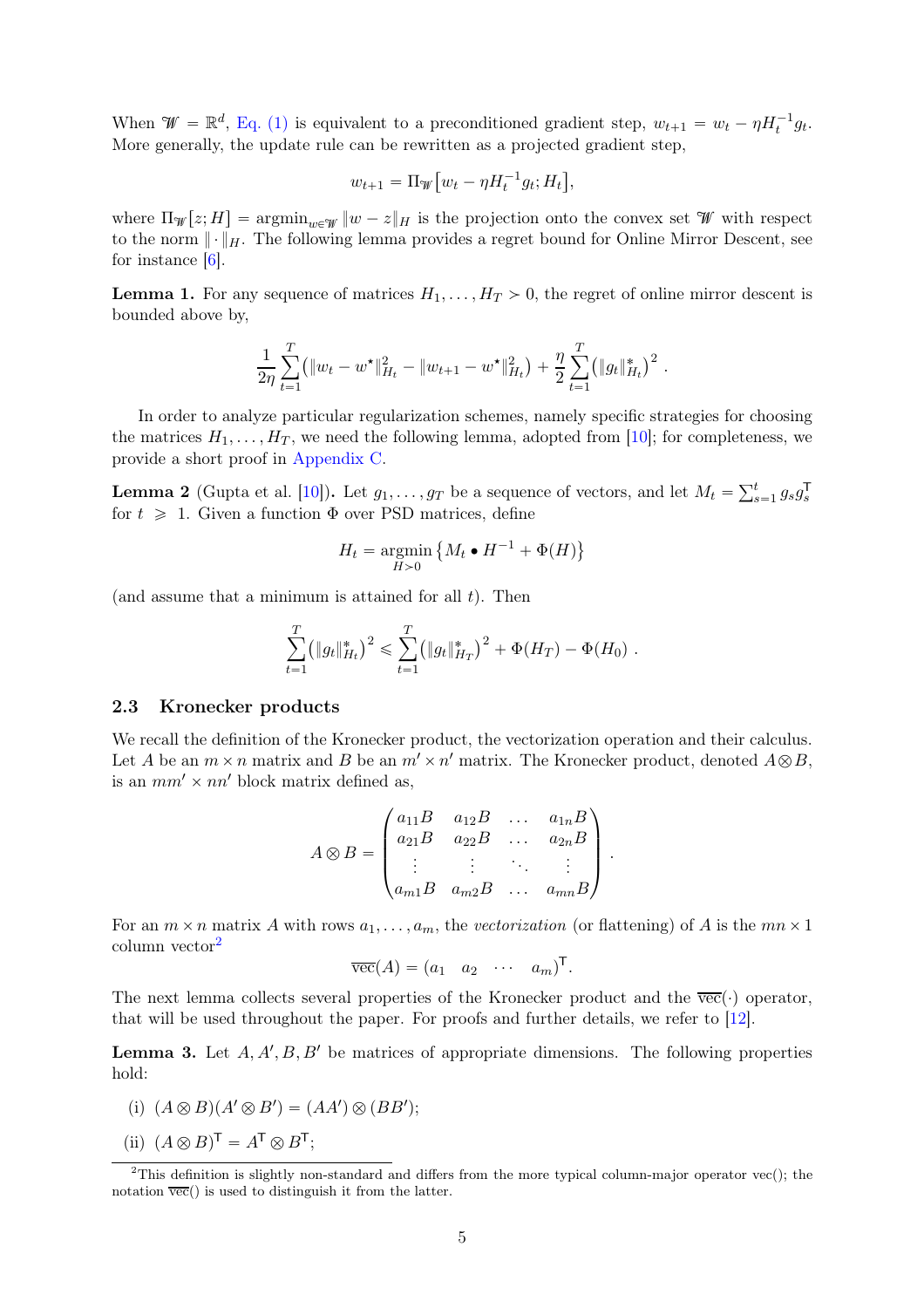When $\mathcal{W} = \mathbb{R}^d$, Eq. (1) is equivalent to a preconditioned gradient step, $w_{t+1} = w_t - \eta H_t^{-1} g_t$. More generally, the update rule can be rewritten as a projected gradient step,

$$w_{t+1} = \Pi_{\mathcal{W}}\big[w_t - \eta H_t^{-1} g_t; H_t\big],$$

where $\Pi_{\mathcal{W}}[z; H] = \operatorname{argmin}_{w \in \mathcal{W}} \|w - z\|_H$ is the projection onto the convex set $\mathcal{W}$ with respect to the norm $\|\cdot\|_H$. The following lemma provides a regret bound for Online Mirror Descent, see for instance [6].

**Lemma 1.** For any sequence of matrices $H_1, \ldots, H_T \succ 0$, the regret of online mirror descent is bounded above by,

$$\frac{1}{2\eta} \sum_{t=1}^{T} \left( \|w_t - w^\star\|_{H_t}^2 - \|w_{t+1} - w^\star\|_{H_t}^2 \right) + \frac{\eta}{2} \sum_{t=1}^{T} \left( \|g_t\|_{H_t}^* \right)^2 .$$

In order to analyze particular regularization schemes, namely specific strategies for choosing the matrices $H_1, \ldots, H_T$, we need the following lemma, adopted from [10]; for completeness, we provide a short proof in Appendix C.

**Lemma 2** (Gupta et al. [10])**.** Let $g_1, \ldots, g_T$ be a sequence of vectors, and let $M_t = \sum_{s=1}^{t} g_s g_s^\mathsf{T}$ for $t \geqslant 1$. Given a function $\Phi$ over PSD matrices, define

$$H_t = \operatorname*{argmin}_{H \succ 0} \left\{ M_t \bullet H^{-1} + \Phi(H) \right\}$$

(and assume that a minimum is attained for all $t$). Then

$$\sum_{t=1}^{T} \left( \|g_t\|_{H_t}^* \right)^2 \leqslant \sum_{t=1}^{T} \left( \|g_t\|_{H_T}^* \right)^2 + \Phi(H_T) - \Phi(H_0) .$$

### 2.3 Kronecker products

We recall the definition of the Kronecker product, the vectorization operation and their calculus. Let $A$ be an $m \times n$ matrix and $B$ be an $m' \times n'$ matrix. The Kronecker product, denoted $A \otimes B$, is an $mm' \times nn'$ block matrix defined as,

$$A \otimes B = \begin{pmatrix} a_{11}B & a_{12}B & \ldots & a_{1n}B \\ a_{21}B & a_{22}B & \ldots & a_{2n}B \\ \vdots & \vdots & \ddots & \vdots \\ a_{m1}B & a_{m2}B & \ldots & a_{mn}B \end{pmatrix} .$$

For an $m \times n$ matrix $A$ with rows $a_1, \ldots, a_m$, the *vectorization* (or flattening) of $A$ is the $mn \times 1$ column vector[2]

$$\overline{\mathrm{vec}}(A) = \begin{pmatrix} a_1 & a_2 & \cdots & a_m \end{pmatrix}^\mathsf{T}.$$

The next lemma collects several properties of the Kronecker product and the $\overline{\mathrm{vec}}(\cdot)$ operator, that will be used throughout the paper. For proofs and further details, we refer to [12].

**Lemma 3.** Let $A, A', B, B'$ be matrices of appropriate dimensions. The following properties hold:

(i) $(A \otimes B)(A' \otimes B') = (AA') \otimes (BB')$;

(ii) $(A \otimes B)^\mathsf{T} = A^\mathsf{T} \otimes B^\mathsf{T}$;

---

[2] This definition is slightly non-standard and differs from the more typical column-major operator vec(); the notation $\overline{\mathrm{vec}}()$ is used to distinguish it from the latter.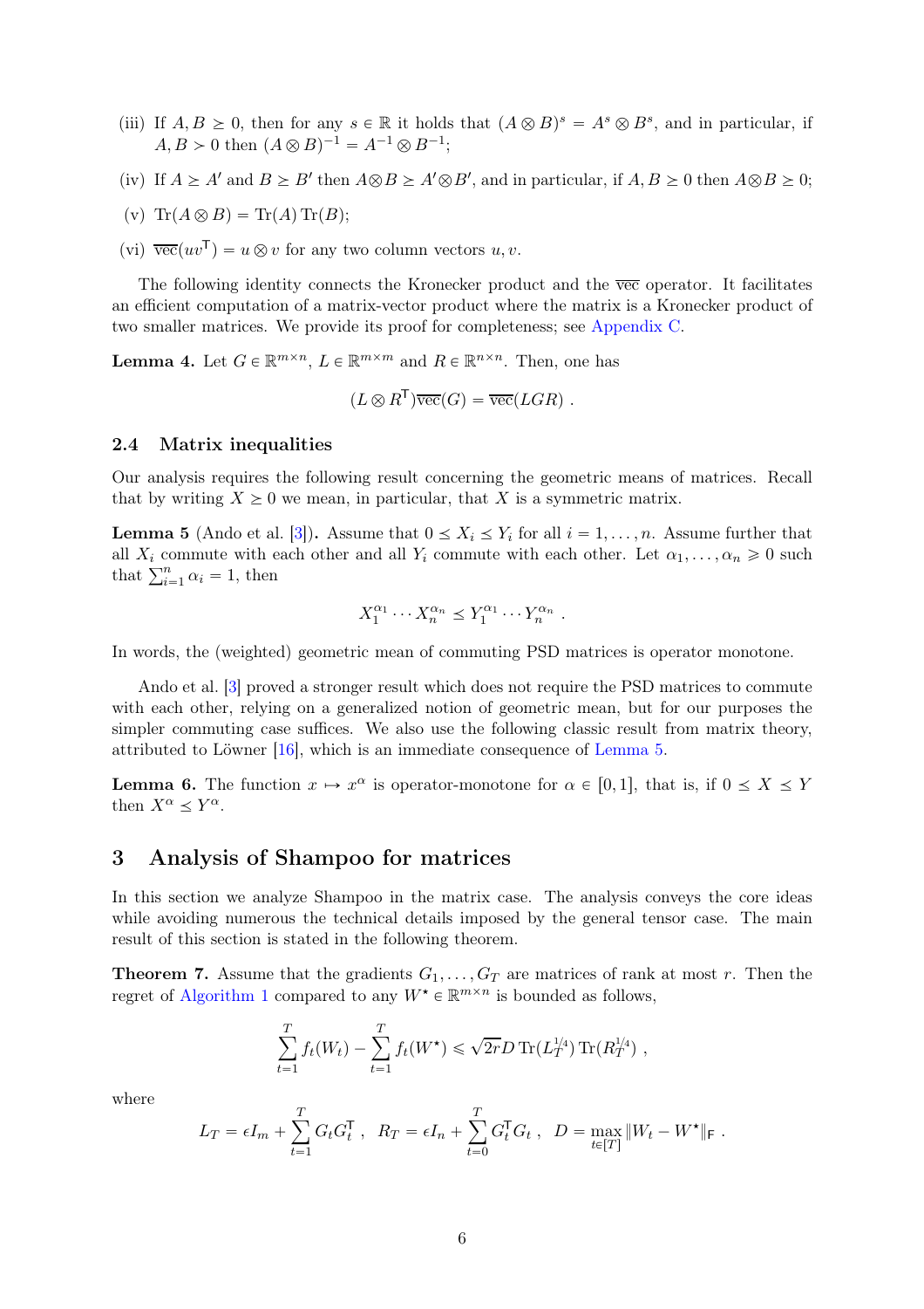(iii) If $A, B \succeq 0$, then for any $s \in \mathbb{R}$ it holds that $(A \otimes B)^s = A^s \otimes B^s$, and in particular, if $A, B \succ 0$ then $(A \otimes B)^{-1} = A^{-1} \otimes B^{-1}$;

(iv) If $A \succeq A'$ and $B \succeq B'$ then $A \otimes B \succeq A' \otimes B'$, and in particular, if $A, B \succeq 0$ then $A \otimes B \succeq 0$;

(v) $\mathrm{Tr}(A \otimes B) = \mathrm{Tr}(A)\,\mathrm{Tr}(B)$;

(vi) $\overline{\mathrm{vec}}(uv^\mathsf{T}) = u \otimes v$ for any two column vectors $u, v$.

The following identity connects the Kronecker product and the $\overline{\mathrm{vec}}$ operator. It facilitates an efficient computation of a matrix-vector product where the matrix is a Kronecker product of two smaller matrices. We provide its proof for completeness; see Appendix C.

**Lemma 4.** Let $G \in \mathbb{R}^{m \times n}$, $L \in \mathbb{R}^{m \times m}$ and $R \in \mathbb{R}^{n \times n}$. Then, one has

$$(L \otimes R^\mathsf{T})\overline{\mathrm{vec}}(G) = \overline{\mathrm{vec}}(LGR) \ .$$

### 2.4 Matrix inequalities

Our analysis requires the following result concerning the geometric means of matrices. Recall that by writing $X \succeq 0$ we mean, in particular, that $X$ is a symmetric matrix.

**Lemma 5** (Ando et al. [3]). Assume that $0 \preceq X_i \preceq Y_i$ for all $i = 1, \ldots, n$. Assume further that all $X_i$ commute with each other and all $Y_i$ commute with each other. Let $\alpha_1, \ldots, \alpha_n \geqslant 0$ such that $\sum_{i=1}^n \alpha_i = 1$, then

$$X_1^{\alpha_1} \cdots X_n^{\alpha_n} \preceq Y_1^{\alpha_1} \cdots Y_n^{\alpha_n} \ .$$

In words, the (weighted) geometric mean of commuting PSD matrices is operator monotone.

Ando et al. [3] proved a stronger result which does not require the PSD matrices to commute with each other, relying on a generalized notion of geometric mean, but for our purposes the simpler commuting case suffices. We also use the following classic result from matrix theory, attributed to Löwner [16], which is an immediate consequence of Lemma 5.

**Lemma 6.** The function $x \mapsto x^\alpha$ is operator-monotone for $\alpha \in [0, 1]$, that is, if $0 \preceq X \preceq Y$ then $X^\alpha \preceq Y^\alpha$.

## 3 Analysis of Shampoo for matrices

In this section we analyze Shampoo in the matrix case. The analysis conveys the core ideas while avoiding numerous the technical details imposed by the general tensor case. The main result of this section is stated in the following theorem.

**Theorem 7.** Assume that the gradients $G_1, \ldots, G_T$ are matrices of rank at most $r$. Then the regret of Algorithm 1 compared to any $W^\star \in \mathbb{R}^{m \times n}$ is bounded as follows,

$$\sum_{t=1}^T f_t(W_t) - \sum_{t=1}^T f_t(W^\star) \leqslant \sqrt{2r} D\,\mathrm{Tr}(L_T^{1/4})\,\mathrm{Tr}(R_T^{1/4}) \ ,$$

where

$$L_T = \epsilon I_m + \sum_{t=1}^T G_t G_t^\mathsf{T} \ , \quad R_T = \epsilon I_n + \sum_{t=0}^T G_t^\mathsf{T} G_t \ , \quad D = \max_{t \in [T]} \|W_t - W^\star\|_\mathsf{F} \ .$$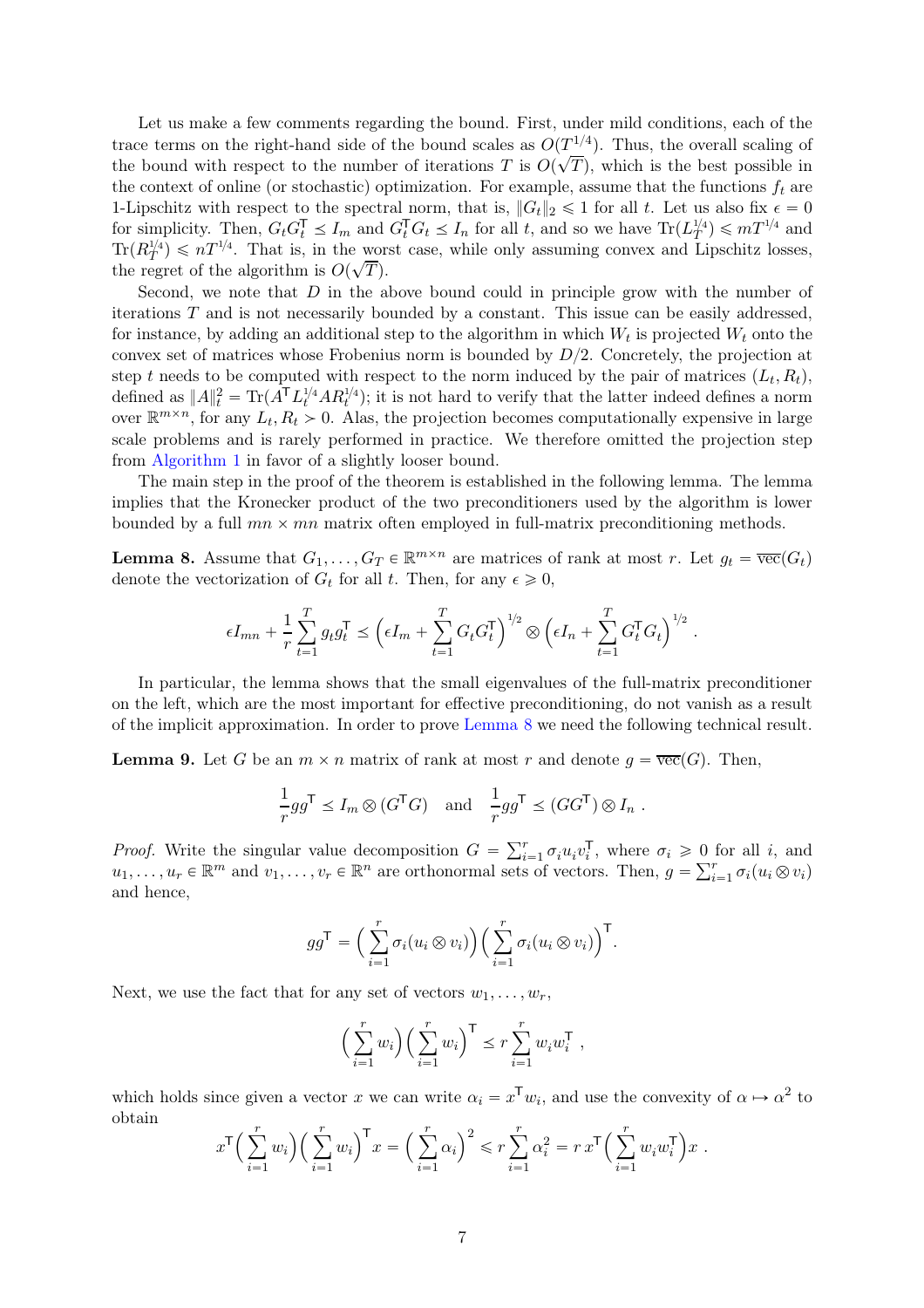Let us make a few comments regarding the bound. First, under mild conditions, each of the trace terms on the right-hand side of the bound scales as $O(T^{1/4})$. Thus, the overall scaling of the bound with respect to the number of iterations $T$ is $O(\sqrt{T})$, which is the best possible in the context of online (or stochastic) optimization. For example, assume that the functions $f_t$ are 1-Lipschitz with respect to the spectral norm, that is, $\|G_t\|_2 \leqslant 1$ for all $t$. Let us also fix $\epsilon = 0$ for simplicity. Then, $G_t G_t^\mathsf{T} \preceq I_m$ and $G_t^\mathsf{T} G_t \preceq I_n$ for all $t$, and so we have $\mathrm{Tr}(L_T^{1/4}) \leqslant mT^{1/4}$ and $\mathrm{Tr}(R_T^{1/4}) \leqslant nT^{1/4}$. That is, in the worst case, while only assuming convex and Lipschitz losses, the regret of the algorithm is $O(\sqrt{T})$.

Second, we note that $D$ in the above bound could in principle grow with the number of iterations $T$ and is not necessarily bounded by a constant. This issue can be easily addressed, for instance, by adding an additional step to the algorithm in which $W_t$ is projected $W_t$ onto the convex set of matrices whose Frobenius norm is bounded by $D/2$. Concretely, the projection at step $t$ needs to be computed with respect to the norm induced by the pair of matrices $(L_t, R_t)$, defined as $\|A\|_t^2 = \mathrm{Tr}(A^\mathsf{T} L_t^{1/4} A R_t^{1/4})$; it is not hard to verify that the latter indeed defines a norm over $\mathbb{R}^{m\times n}$, for any $L_t, R_t \succ 0$. Alas, the projection becomes computationally expensive in large scale problems and is rarely performed in practice. We therefore omitted the projection step from Algorithm 1 in favor of a slightly looser bound.

The main step in the proof of the theorem is established in the following lemma. The lemma implies that the Kronecker product of the two preconditioners used by the algorithm is lower bounded by a full $mn \times mn$ matrix often employed in full-matrix preconditioning methods.

**Lemma 8.** Assume that $G_1, \ldots, G_T \in \mathbb{R}^{m\times n}$ are matrices of rank at most $r$. Let $g_t = \overline{\mathrm{vec}}(G_t)$ denote the vectorization of $G_t$ for all $t$. Then, for any $\epsilon \geqslant 0$,

$$
\epsilon I_{mn} + \frac{1}{r}\sum_{t=1}^{T} g_t g_t^\mathsf{T} \preceq \Big(\epsilon I_m + \sum_{t=1}^{T} G_t G_t^\mathsf{T}\Big)^{1/2} \otimes \Big(\epsilon I_n + \sum_{t=1}^{T} G_t^\mathsf{T} G_t\Big)^{1/2} .
$$

In particular, the lemma shows that the small eigenvalues of the full-matrix preconditioner on the left, which are the most important for effective preconditioning, do not vanish as a result of the implicit approximation. In order to prove Lemma 8 we need the following technical result.

**Lemma 9.** Let $G$ be an $m \times n$ matrix of rank at most $r$ and denote $g = \overline{\mathrm{vec}}(G)$. Then,

$$
\frac{1}{r} g g^\mathsf{T} \preceq I_m \otimes (G^\mathsf{T} G) \quad \text{and} \quad \frac{1}{r} g g^\mathsf{T} \preceq (G G^\mathsf{T}) \otimes I_n \ .
$$

*Proof.* Write the singular value decomposition $G = \sum_{i=1}^{r} \sigma_i u_i v_i^\mathsf{T}$, where $\sigma_i \geqslant 0$ for all $i$, and $u_1, \ldots, u_r \in \mathbb{R}^m$ and $v_1, \ldots, v_r \in \mathbb{R}^n$ are orthonormal sets of vectors. Then, $g = \sum_{i=1}^{r} \sigma_i (u_i \otimes v_i)$ and hence,

$$
g g^\mathsf{T} = \Big(\sum_{i=1}^{r} \sigma_i (u_i \otimes v_i)\Big)\Big(\sum_{i=1}^{r} \sigma_i (u_i \otimes v_i)\Big)^\mathsf{T}.
$$

Next, we use the fact that for any set of vectors $w_1, \ldots, w_r$,

$$
\Big(\sum_{i=1}^{r} w_i\Big)\Big(\sum_{i=1}^{r} w_i\Big)^\mathsf{T} \preceq r \sum_{i=1}^{r} w_i w_i^\mathsf{T} \ ,
$$

which holds since given a vector $x$ we can write $\alpha_i = x^\mathsf{T} w_i$, and use the convexity of $\alpha \mapsto \alpha^2$ to obtain

$$
x^\mathsf{T}\Big(\sum_{i=1}^{r} w_i\Big)\Big(\sum_{i=1}^{r} w_i\Big)^\mathsf{T} x = \Big(\sum_{i=1}^{r} \alpha_i\Big)^2 \leqslant r \sum_{i=1}^{r} \alpha_i^2 = r\, x^\mathsf{T}\Big(\sum_{i=1}^{r} w_i w_i^\mathsf{T}\Big) x \ .
$$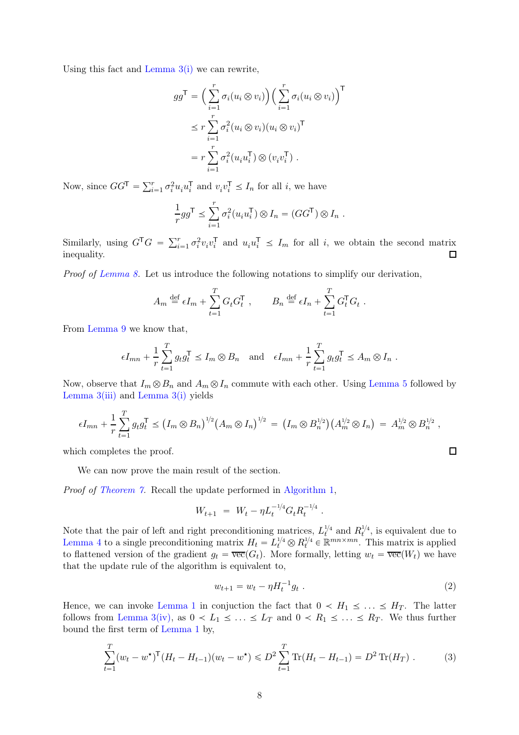Using this fact and Lemma 3(i) we can rewrite,

$$
\begin{aligned}
gg^{\mathsf{T}} &= \Big(\sum_{i=1}^{r} \sigma_i (u_i \otimes v_i)\Big)\Big(\sum_{i=1}^{r} \sigma_i (u_i \otimes v_i)\Big)^{\mathsf{T}} \\
&\preceq r \sum_{i=1}^{r} \sigma_i^2 (u_i \otimes v_i)(u_i \otimes v_i)^{\mathsf{T}} \\
&= r \sum_{i=1}^{r} \sigma_i^2 (u_i u_i^{\mathsf{T}}) \otimes (v_i v_i^{\mathsf{T}}) \ .
\end{aligned}
$$

Now, since $GG^{\mathsf{T}} = \sum_{i=1}^{r} \sigma_i^2 u_i u_i^{\mathsf{T}}$ and $v_i v_i^{\mathsf{T}} \preceq I_n$ for all $i$, we have

$$
\frac{1}{r} gg^{\mathsf{T}} \preceq \sum_{i=1}^{r} \sigma_i^2 (u_i u_i^{\mathsf{T}}) \otimes I_n = (GG^{\mathsf{T}}) \otimes I_n \ .
$$

Similarly, using $G^{\mathsf{T}}G = \sum_{i=1}^{r} \sigma_i^2 v_i v_i^{\mathsf{T}}$ and $u_i u_i^{\mathsf{T}} \preceq I_m$ for all $i$, we obtain the second matrix inequality. ◻

*Proof of Lemma 8.* Let us introduce the following notations to simplify our derivation,

$$
A_m \stackrel{\text{def}}{=} \epsilon I_m + \sum_{t=1}^{T} G_t G_t^{\mathsf{T}} \ , \qquad B_n \stackrel{\text{def}}{=} \epsilon I_n + \sum_{t=1}^{T} G_t^{\mathsf{T}} G_t \ .
$$

From Lemma 9 we know that,

$$
\epsilon I_{mn} + \frac{1}{r}\sum_{t=1}^{T} g_t g_t^{\mathsf{T}} \preceq I_m \otimes B_n \quad \text{and} \quad \epsilon I_{mn} + \frac{1}{r}\sum_{t=1}^{T} g_t g_t^{\mathsf{T}} \preceq A_m \otimes I_n \ .
$$

Now, observe that $I_m \otimes B_n$ and $A_m \otimes I_n$ commute with each other. Using Lemma 5 followed by Lemma 3(iii) and Lemma 3(i) yields

$$
\epsilon I_{mn} + \frac{1}{r}\sum_{t=1}^{T} g_t g_t^{\mathsf{T}} \preceq \big(I_m \otimes B_n\big)^{1/2}\big(A_m \otimes I_n\big)^{1/2} = \big(I_m \otimes B_n^{1/2}\big)\big(A_m^{1/2} \otimes I_n\big) = A_m^{1/2} \otimes B_n^{1/2} \ ,
$$

which completes the proof. ◻

We can now prove the main result of the section.

*Proof of Theorem 7.* Recall the update performed in Algorithm 1,

$$
W_{t+1} = W_t - \eta L_t^{-1/4} G_t R_t^{-1/4} \ .
$$

Note that the pair of left and right preconditioning matrices, $L_t^{1/4}$ and $R_t^{1/4}$, is equivalent due to Lemma 4 to a single preconditioning matrix $H_t = L_t^{1/4} \otimes R_t^{1/4} \in \mathbb{R}^{mn \times mn}$. This matrix is applied to flattened version of the gradient $g_t = \overline{\mathrm{vec}}(G_t)$. More formally, letting $w_t = \overline{\mathrm{vec}}(W_t)$ we have that the update rule of the algorithm is equivalent to,

$$
w_{t+1} = w_t - \eta H_t^{-1} g_t \ . \tag{2}
$$

Hence, we can invoke Lemma 1 in conjuction the fact that $0 \prec H_1 \preceq \ldots \preceq H_T$. The latter follows from Lemma 3(iv), as $0 \prec L_1 \preceq \ldots \preceq L_T$ and $0 \prec R_1 \preceq \ldots \preceq R_T$. We thus further bound the first term of Lemma 1 by,

$$
\sum_{t=1}^{T} (w_t - w^\star)^{\mathsf{T}} (H_t - H_{t-1})(w_t - w^\star) \leqslant D^2 \sum_{t=1}^{T} \mathrm{Tr}(H_t - H_{t-1}) = D^2 \,\mathrm{Tr}(H_T) \ . \tag{3}
$$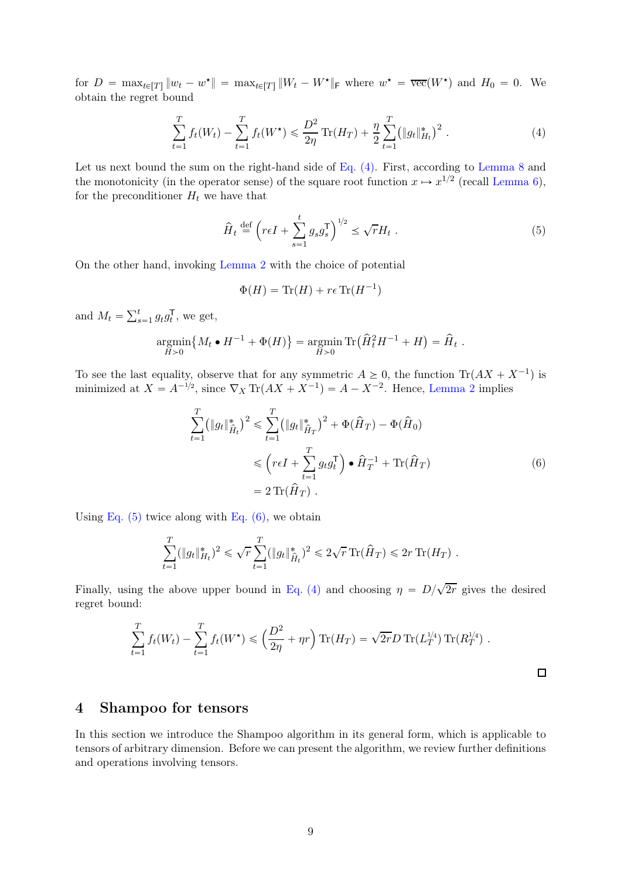for $D = \max_{t\in[T]} \|w_t - w^\star\| = \max_{t\in[T]} \|W_t - W^\star\|_\mathsf{F}$ where $w^\star = \overline{\text{vec}}(W^\star)$ and $H_0 = 0$. We obtain the regret bound

$$\sum_{t=1}^{T} f_t(W_t) - \sum_{t=1}^{T} f_t(W^\star) \leqslant \frac{D^2}{2\eta} \operatorname{Tr}(H_T) + \frac{\eta}{2} \sum_{t=1}^{T} \big(\|g_t\|_{H_t}^*\big)^2 . \tag{4}$$

Let us next bound the sum on the right-hand side of Eq. (4). First, according to Lemma 8 and the monotonicity (in the operator sense) of the square root function $x \mapsto x^{1/2}$ (recall Lemma 6), for the preconditioner $H_t$ we have that

$$\widehat{H}_t \stackrel{\text{def}}{=} \Big(r\epsilon I + \sum_{s=1}^{t} g_s g_s^\mathsf{T}\Big)^{1/2} \preceq \sqrt{r} H_t . \tag{5}$$

On the other hand, invoking Lemma 2 with the choice of potential

$$\Phi(H) = \operatorname{Tr}(H) + r\epsilon \operatorname{Tr}(H^{-1})$$

and $M_t = \sum_{s=1}^{t} g_t g_t^\mathsf{T}$, we get,

$$\operatorname*{argmin}_{H \succ 0} \big\{ M_t \bullet H^{-1} + \Phi(H) \big\} = \operatorname*{argmin}_{H \succ 0} \operatorname{Tr}\big(\widehat{H}_t^2 H^{-1} + H\big) = \widehat{H}_t .$$

To see the last equality, observe that for any symmetric $A \succeq 0$, the function $\operatorname{Tr}(AX + X^{-1})$ is minimized at $X = A^{-1/2}$, since $\nabla_X \operatorname{Tr}(AX + X^{-1}) = A - X^{-2}$. Hence, Lemma 2 implies

$$\begin{aligned}
\sum_{t=1}^{T} \big(\|g_t\|_{\widehat{H}_t}^*\big)^2 &\leqslant \sum_{t=1}^{T} \big(\|g_t\|_{\widehat{H}_T}^*\big)^2 + \Phi(\widehat{H}_T) - \Phi(\widehat{H}_0) \\
&\leqslant \Big(r\epsilon I + \sum_{t=1}^{T} g_t g_t^\mathsf{T}\Big) \bullet \widehat{H}_T^{-1} + \operatorname{Tr}(\widehat{H}_T) \\
&= 2 \operatorname{Tr}(\widehat{H}_T) .
\end{aligned} \tag{6}$$

Using Eq. (5) twice along with Eq. (6), we obtain

$$\sum_{t=1}^{T} (\|g_t\|_{H_t}^*)^2 \leqslant \sqrt{r} \sum_{t=1}^{T} (\|g_t\|_{\widehat{H}_t}^*)^2 \leqslant 2\sqrt{r} \operatorname{Tr}(\widehat{H}_T) \leqslant 2r \operatorname{Tr}(H_T) .$$

Finally, using the above upper bound in Eq. (4) and choosing $\eta = D/\sqrt{2r}$ gives the desired regret bound:

$$\sum_{t=1}^{T} f_t(W_t) - \sum_{t=1}^{T} f_t(W^\star) \leqslant \Big(\frac{D^2}{2\eta} + \eta r\Big) \operatorname{Tr}(H_T) = \sqrt{2r} D \operatorname{Tr}(L_T^{1/4}) \operatorname{Tr}(R_T^{1/4}) .$$

□

## 4 Shampoo for tensors

In this section we introduce the Shampoo algorithm in its general form, which is applicable to tensors of arbitrary dimension. Before we can present the algorithm, we review further definitions and operations involving tensors.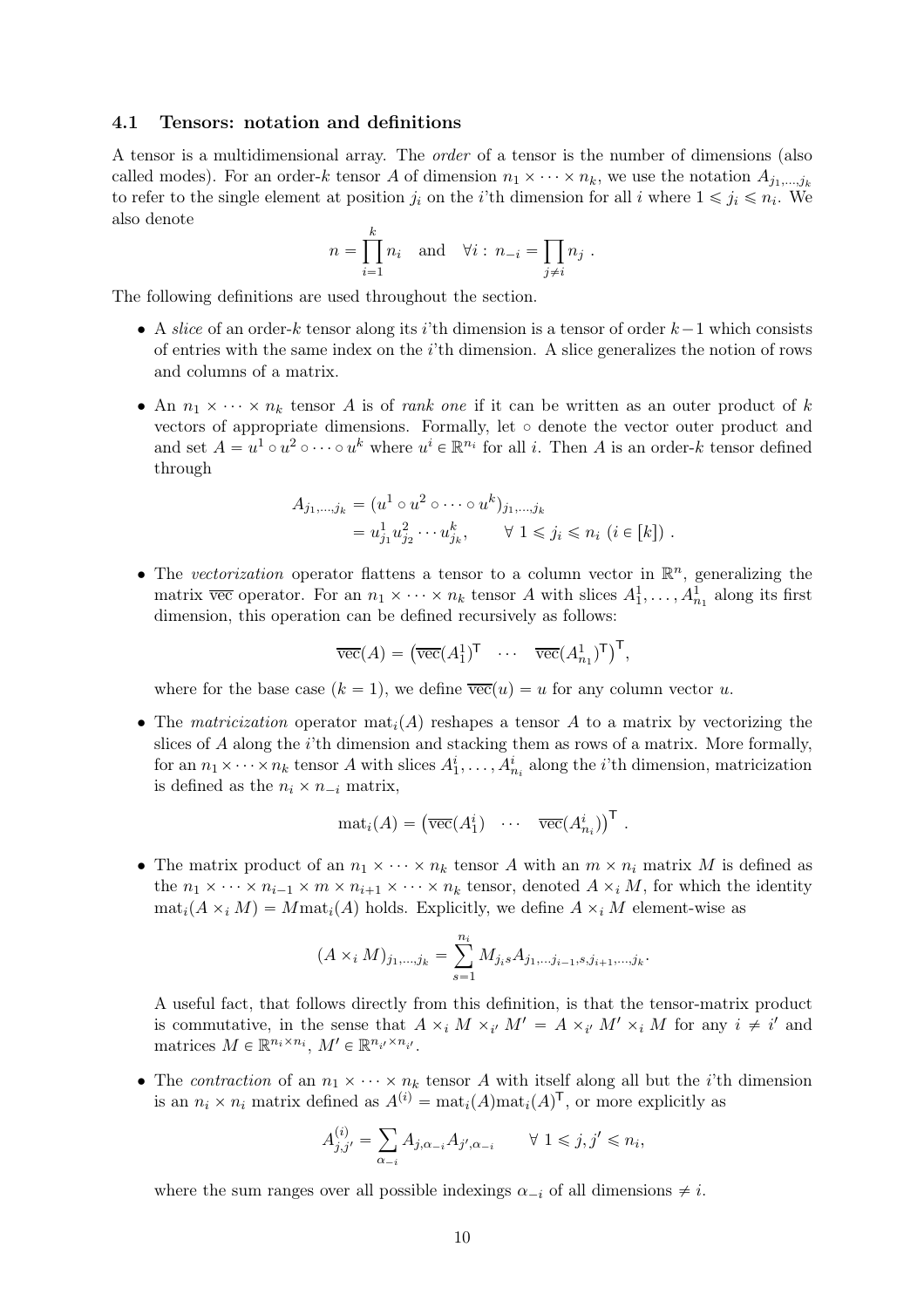### 4.1 Tensors: notation and definitions

A tensor is a multidimensional array. The *order* of a tensor is the number of dimensions (also called modes). For an order-$k$ tensor $A$ of dimension $n_1 \times \cdots \times n_k$, we use the notation $A_{j_1,\ldots,j_k}$ to refer to the single element at position $j_i$ on the $i$'th dimension for all $i$ where $1 \leqslant j_i \leqslant n_i$. We also denote

$$n = \prod_{i=1}^{k} n_i \quad \text{and} \quad \forall i: \, n_{-i} = \prod_{j \neq i} n_j \; .$$

The following definitions are used throughout the section.

- A *slice* of an order-$k$ tensor along its $i$'th dimension is a tensor of order $k-1$ which consists of entries with the same index on the $i$'th dimension. A slice generalizes the notion of rows and columns of a matrix.

- An $n_1 \times \cdots \times n_k$ tensor $A$ is of *rank one* if it can be written as an outer product of $k$ vectors of appropriate dimensions. Formally, let $\circ$ denote the vector outer product and and set $A = u^1 \circ u^2 \circ \cdots \circ u^k$ where $u^i \in \mathbb{R}^{n_i}$ for all $i$. Then $A$ is an order-$k$ tensor defined through

$$\begin{aligned} A_{j_1,\ldots,j_k} &= (u^1 \circ u^2 \circ \cdots \circ u^k)_{j_1,\ldots,j_k} \\ &= u^1_{j_1} u^2_{j_2} \cdots u^k_{j_k}, \qquad \forall \; 1 \leqslant j_i \leqslant n_i \; (i \in [k]) \; . \end{aligned}$$

- The *vectorization* operator flattens a tensor to a column vector in $\mathbb{R}^n$, generalizing the matrix $\overline{\text{vec}}$ operator. For an $n_1 \times \cdots \times n_k$ tensor $A$ with slices $A^1_1, \ldots, A^1_{n_1}$ along its first dimension, this operation can be defined recursively as follows:

$$\overline{\text{vec}}(A) = \left( \overline{\text{vec}}(A^1_1)^\mathsf{T} \quad \cdots \quad \overline{\text{vec}}(A^1_{n_1})^\mathsf{T} \right)^\mathsf{T},$$

where for the base case ($k = 1$), we define $\overline{\text{vec}}(u) = u$ for any column vector $u$.

- The *matricization* operator $\text{mat}_i(A)$ reshapes a tensor $A$ to a matrix by vectorizing the slices of $A$ along the $i$'th dimension and stacking them as rows of a matrix. More formally, for an $n_1 \times \cdots \times n_k$ tensor $A$ with slices $A^i_1, \ldots, A^i_{n_i}$ along the $i$'th dimension, matricization is defined as the $n_i \times n_{-i}$ matrix,

$$\text{mat}_i(A) = \left( \overline{\text{vec}}(A^i_1) \quad \cdots \quad \overline{\text{vec}}(A^i_{n_i}) \right)^\mathsf{T} .$$

- The matrix product of an $n_1 \times \cdots \times n_k$ tensor $A$ with an $m \times n_i$ matrix $M$ is defined as the $n_1 \times \cdots \times n_{i-1} \times m \times n_{i+1} \times \cdots \times n_k$ tensor, denoted $A \times_i M$, for which the identity $\text{mat}_i(A \times_i M) = M \text{mat}_i(A)$ holds. Explicitly, we define $A \times_i M$ element-wise as

$$(A \times_i M)_{j_1,\ldots,j_k} = \sum_{s=1}^{n_i} M_{j_i s} A_{j_1,\ldots j_{i-1},s,j_{i+1},\ldots,j_k}.$$

A useful fact, that follows directly from this definition, is that the tensor-matrix product is commutative, in the sense that $A \times_i M \times_{i'} M' = A \times_{i'} M' \times_i M$ for any $i \neq i'$ and matrices $M \in \mathbb{R}^{n_i \times n_i}$, $M' \in \mathbb{R}^{n_{i'} \times n_{i'}}$.

- The *contraction* of an $n_1 \times \cdots \times n_k$ tensor $A$ with itself along all but the $i$'th dimension is an $n_i \times n_i$ matrix defined as $A^{(i)} = \text{mat}_i(A)\text{mat}_i(A)^\mathsf{T}$, or more explicitly as

$$A^{(i)}_{j,j'} = \sum_{\alpha_{-i}} A_{j,\alpha_{-i}} A_{j',\alpha_{-i}} \qquad \forall \; 1 \leqslant j, j' \leqslant n_i,$$

where the sum ranges over all possible indexings $\alpha_{-i}$ of all dimensions $\neq i$.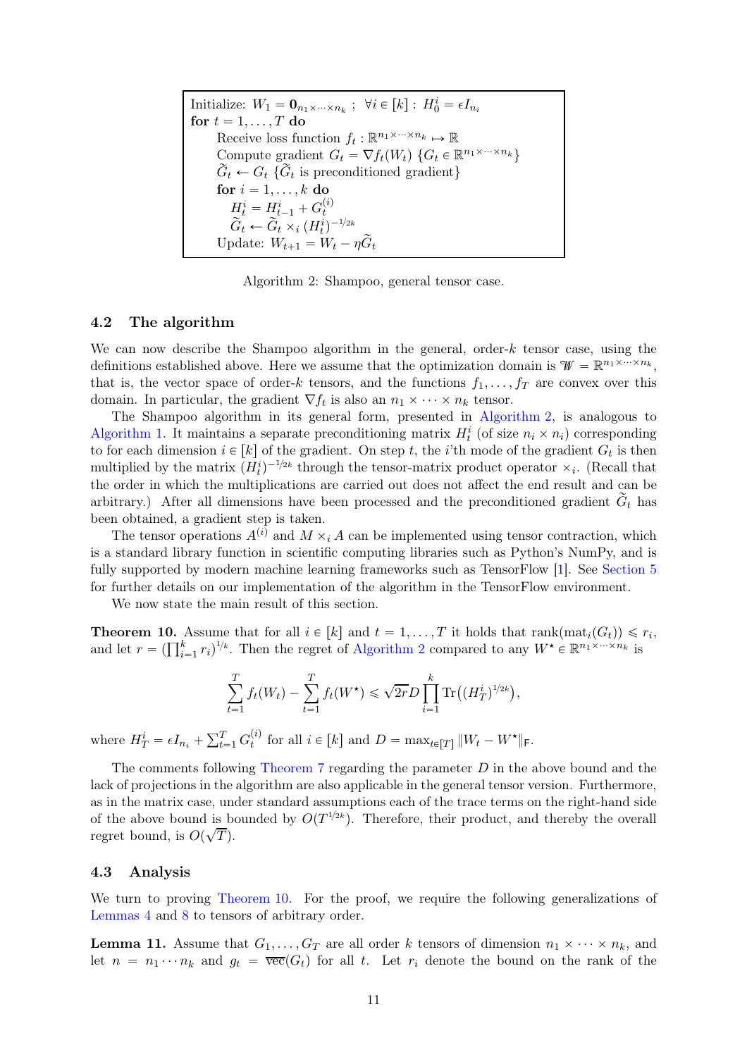```
Initialize: W_1 = 0_{n_1×···×n_k} ;  ∀i ∈ [k] : H_0^i = εI_{n_i}
for t = 1, ..., T do
    Receive loss function f_t : R^{n_1×···×n_k} ↦ R
    Compute gradient G_t = ∇f_t(W_t) {G_t ∈ R^{n_1×···×n_k}}
    G̃_t ← G_t {G̃_t is preconditioned gradient}
    for i = 1, ..., k do
        H_t^i = H_{t-1}^i + G_t^{(i)}
        G̃_t ← G̃_t ×_i (H_t^i)^{-1/2k}
    Update: W_{t+1} = W_t − ηG̃_t
```

Algorithm 2: Shampoo, general tensor case.

### 4.2 The algorithm

We can now describe the Shampoo algorithm in the general, order-$k$ tensor case, using the definitions established above. Here we assume that the optimization domain is $\mathcal{W} = \mathbb{R}^{n_1 \times \cdots \times n_k}$, that is, the vector space of order-$k$ tensors, and the functions $f_1, \ldots, f_T$ are convex over this domain. In particular, the gradient $\nabla f_t$ is also an $n_1 \times \cdots \times n_k$ tensor.

The Shampoo algorithm in its general form, presented in Algorithm 2, is analogous to Algorithm 1. It maintains a separate preconditioning matrix $H_t^i$ (of size $n_i \times n_i$) corresponding to for each dimension $i \in [k]$ of the gradient. On step $t$, the $i$'th mode of the gradient $G_t$ is then multiplied by the matrix $(H_t^i)^{-1/2k}$ through the tensor-matrix product operator $\times_i$. (Recall that the order in which the multiplications are carried out does not affect the end result and can be arbitrary.) After all dimensions have been processed and the preconditioned gradient $\widetilde{G}_t$ has been obtained, a gradient step is taken.

The tensor operations $A^{(i)}$ and $M \times_i A$ can be implemented using tensor contraction, which is a standard library function in scientific computing libraries such as Python's NumPy, and is fully supported by modern machine learning frameworks such as TensorFlow [1]. See Section 5 for further details on our implementation of the algorithm in the TensorFlow environment.

We now state the main result of this section.

**Theorem 10.** Assume that for all $i \in [k]$ and $t = 1, \ldots, T$ it holds that $\operatorname{rank}(\operatorname{mat}_i(G_t)) \leqslant r_i$, and let $r = (\prod_{i=1}^k r_i)^{1/k}$. Then the regret of Algorithm 2 compared to any $W^\star \in \mathbb{R}^{n_1 \times \cdots \times n_k}$ is

$$\sum_{t=1}^T f_t(W_t) - \sum_{t=1}^T f_t(W^\star) \leqslant \sqrt{2r} D \prod_{i=1}^k \operatorname{Tr}\big((H_T^i)^{1/2k}\big),$$

where $H_T^i = \epsilon I_{n_i} + \sum_{t=1}^T G_t^{(i)}$ for all $i \in [k]$ and $D = \max_{t \in [T]} \|W_t - W^\star\|_\mathsf{F}$.

The comments following Theorem 7 regarding the parameter $D$ in the above bound and the lack of projections in the algorithm are also applicable in the general tensor version. Furthermore, as in the matrix case, under standard assumptions each of the trace terms on the right-hand side of the above bound is bounded by $O(T^{1/2k})$. Therefore, their product, and thereby the overall regret bound, is $O(\sqrt{T})$.

### 4.3 Analysis

We turn to proving Theorem 10. For the proof, we require the following generalizations of Lemmas 4 and 8 to tensors of arbitrary order.

**Lemma 11.** Assume that $G_1, \ldots, G_T$ are all order $k$ tensors of dimension $n_1 \times \cdots \times n_k$, and let $n = n_1 \cdots n_k$ and $g_t = \overline{\operatorname{vec}}(G_t)$ for all $t$. Let $r_i$ denote the bound on the rank of the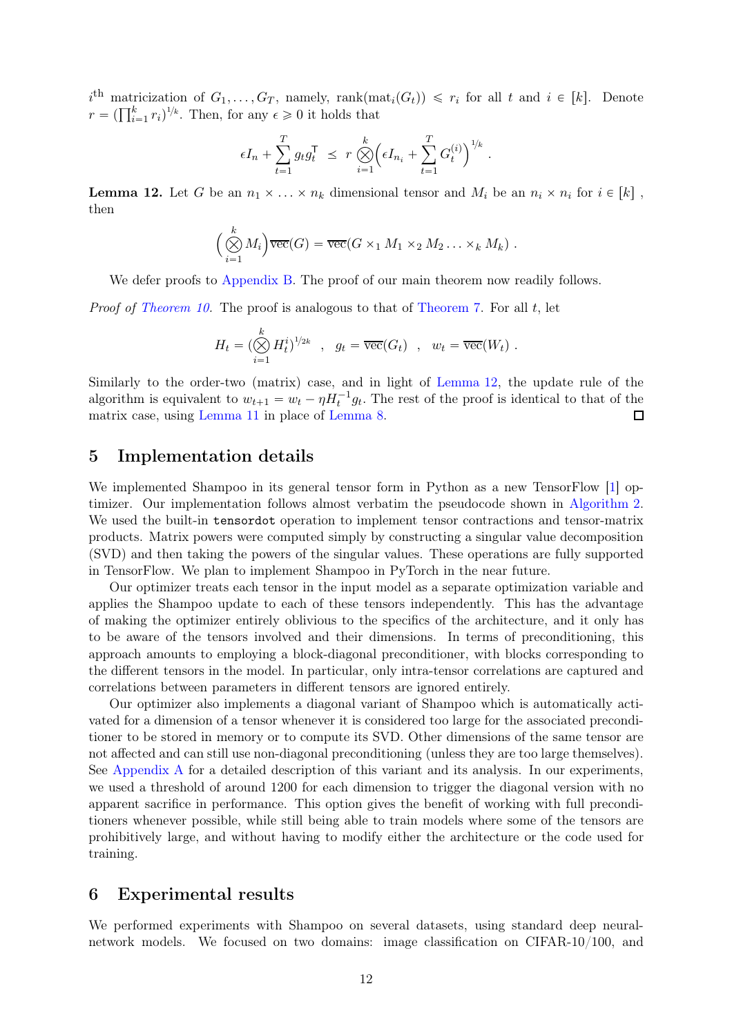$i^{\text{th}}$ matricization of $G_1, \ldots, G_T$, namely, $\text{rank}(\text{mat}_i(G_t)) \leqslant r_i$ for all $t$ and $i \in [k]$. Denote $r = (\prod_{i=1}^k r_i)^{1/k}$. Then, for any $\epsilon \geqslant 0$ it holds that

$$\epsilon I_n + \sum_{t=1}^T g_t g_t^\mathsf{T} \;\preceq\; r \bigotimes_{i=1}^k \Big( \epsilon I_{n_i} + \sum_{t=1}^T G_t^{(i)} \Big)^{1/k} .$$

**Lemma 12.** Let $G$ be an $n_1 \times \ldots \times n_k$ dimensional tensor and $M_i$ be an $n_i \times n_i$ for $i \in [k]$, then

$$\Big( \bigotimes_{i=1}^k M_i \Big) \overline{\text{vec}}(G) = \overline{\text{vec}}(G \times_1 M_1 \times_2 M_2 \ldots \times_k M_k) .$$

We defer proofs to Appendix B. The proof of our main theorem now readily follows.

*Proof of Theorem 10.* The proof is analogous to that of Theorem 7. For all $t$, let

$$H_t = \Big( \bigotimes_{i=1}^k H_t^i \Big)^{1/2k} \quad , \quad g_t = \overline{\text{vec}}(G_t) \quad , \quad w_t = \overline{\text{vec}}(W_t) .$$

Similarly to the order-two (matrix) case, and in light of Lemma 12, the update rule of the algorithm is equivalent to $w_{t+1} = w_t - \eta H_t^{-1} g_t$. The rest of the proof is identical to that of the matrix case, using Lemma 11 in place of Lemma 8. ◻

## 5 Implementation details

We implemented Shampoo in its general tensor form in Python as a new TensorFlow [1] optimizer. Our implementation follows almost verbatim the pseudocode shown in Algorithm 2. We used the built-in `tensordot` operation to implement tensor contractions and tensor-matrix products. Matrix powers were computed simply by constructing a singular value decomposition (SVD) and then taking the powers of the singular values. These operations are fully supported in TensorFlow. We plan to implement Shampoo in PyTorch in the near future.

Our optimizer treats each tensor in the input model as a separate optimization variable and applies the Shampoo update to each of these tensors independently. This has the advantage of making the optimizer entirely oblivious to the specifics of the architecture, and it only has to be aware of the tensors involved and their dimensions. In terms of preconditioning, this approach amounts to employing a block-diagonal preconditioner, with blocks corresponding to the different tensors in the model. In particular, only intra-tensor correlations are captured and correlations between parameters in different tensors are ignored entirely.

Our optimizer also implements a diagonal variant of Shampoo which is automatically activated for a dimension of a tensor whenever it is considered too large for the associated preconditioner to be stored in memory or to compute its SVD. Other dimensions of the same tensor are not affected and can still use non-diagonal preconditioning (unless they are too large themselves). See Appendix A for a detailed description of this variant and its analysis. In our experiments, we used a threshold of around 1200 for each dimension to trigger the diagonal version with no apparent sacrifice in performance. This option gives the benefit of working with full preconditioners whenever possible, while still being able to train models where some of the tensors are prohibitively large, and without having to modify either the architecture or the code used for training.

## 6 Experimental results

We performed experiments with Shampoo on several datasets, using standard deep neural-network models. We focused on two domains: image classification on CIFAR-10/100, and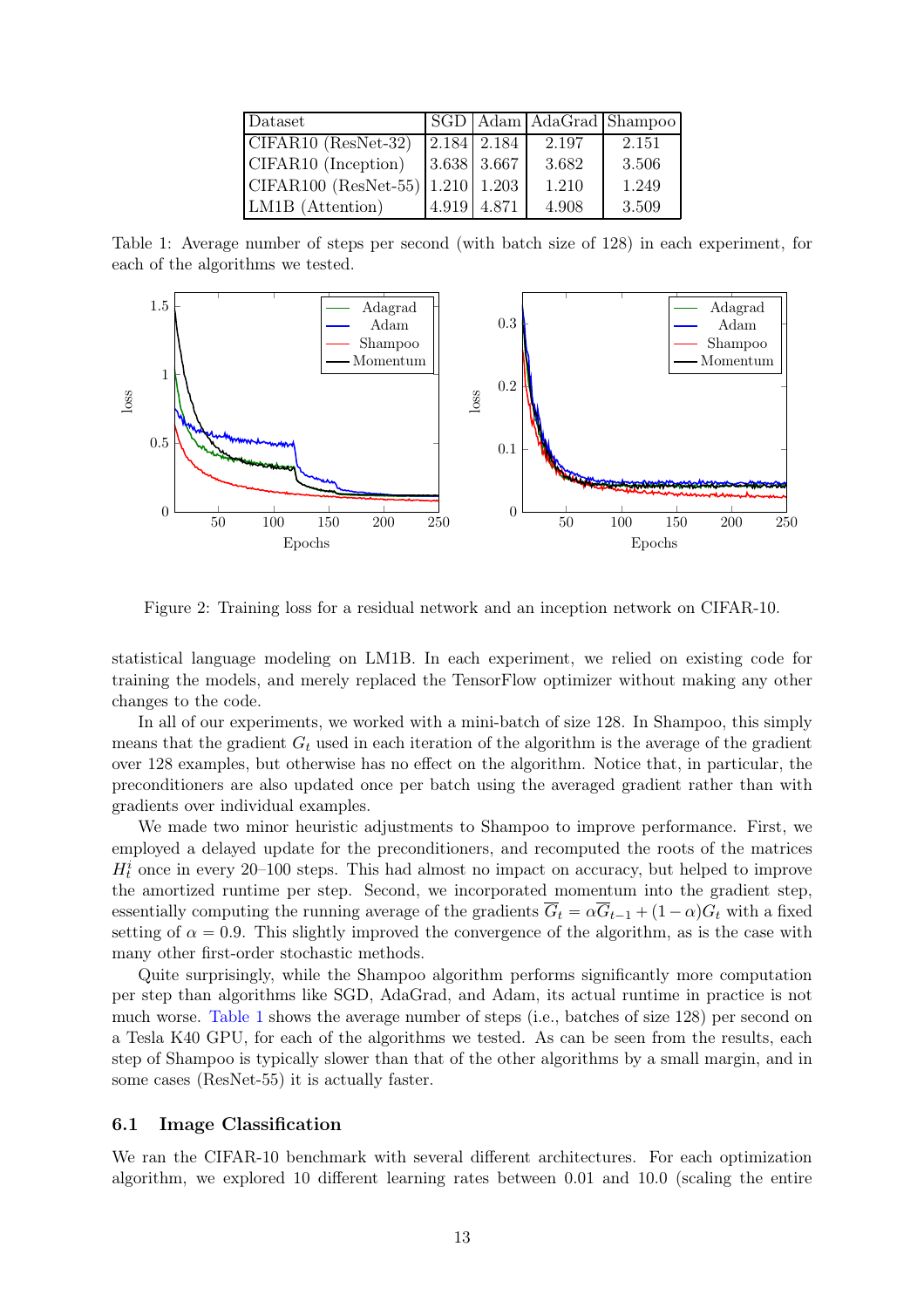| Dataset | SGD | Adam | AdaGrad | Shampoo |
|---|---|---|---|---|
| CIFAR10 (ResNet-32) | 2.184 | 2.184 | 2.197 | 2.151 |
| CIFAR10 (Inception) | 3.638 | 3.667 | 3.682 | 3.506 |
| CIFAR100 (ResNet-55) | 1.210 | 1.203 | 1.210 | 1.249 |
| LM1B (Attention) | 4.919 | 4.871 | 4.908 | 3.509 |

Table 1: Average number of steps per second (with batch size of 128) in each experiment, for each of the algorithms we tested.

Figure 2: Training loss for a residual network and an inception network on CIFAR-10.

statistical language modeling on LM1B. In each experiment, we relied on existing code for training the models, and merely replaced the TensorFlow optimizer without making any other changes to the code.

In all of our experiments, we worked with a mini-batch of size 128. In Shampoo, this simply means that the gradient $G_t$ used in each iteration of the algorithm is the average of the gradient over 128 examples, but otherwise has no effect on the algorithm. Notice that, in particular, the preconditioners are also updated once per batch using the averaged gradient rather than with gradients over individual examples.

We made two minor heuristic adjustments to Shampoo to improve performance. First, we employed a delayed update for the preconditioners, and recomputed the roots of the matrices $H_t^i$ once in every 20–100 steps. This had almost no impact on accuracy, but helped to improve the amortized runtime per step. Second, we incorporated momentum into the gradient step, essentially computing the running average of the gradients $\overline{G}_t = \alpha \overline{G}_{t-1} + (1 - \alpha) G_t$ with a fixed setting of $\alpha = 0.9$. This slightly improved the convergence of the algorithm, as is the case with many other first-order stochastic methods.

Quite surprisingly, while the Shampoo algorithm performs significantly more computation per step than algorithms like SGD, AdaGrad, and Adam, its actual runtime in practice is not much worse. Table 1 shows the average number of steps (i.e., batches of size 128) per second on a Tesla K40 GPU, for each of the algorithms we tested. As can be seen from the results, each step of Shampoo is typically slower than that of the other algorithms by a small margin, and in some cases (ResNet-55) it is actually faster.

### 6.1 Image Classification

We ran the CIFAR-10 benchmark with several different architectures. For each optimization algorithm, we explored 10 different learning rates between 0.01 and 10.0 (scaling the entire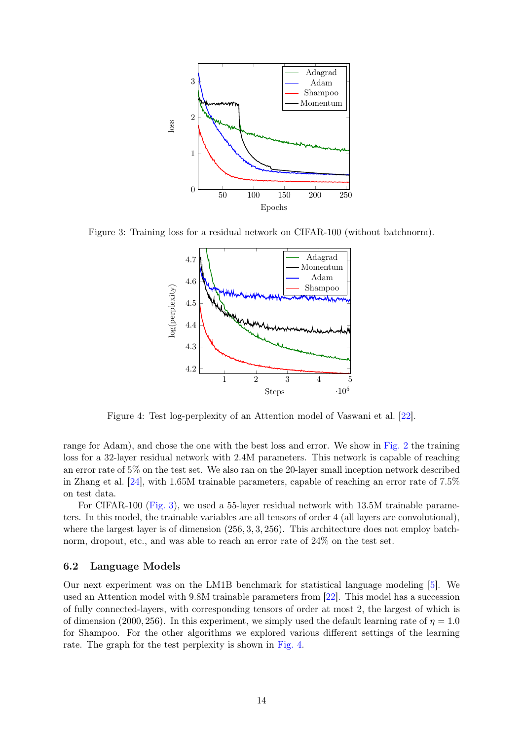Figure 3: Training loss for a residual network on CIFAR-100 (without batchnorm).

Figure 4: Test log-perplexity of an Attention model of Vaswani et al. [22].

range for Adam), and chose the one with the best loss and error. We show in Fig. 2 the training loss for a 32-layer residual network with 2.4M parameters. This network is capable of reaching an error rate of 5% on the test set. We also ran on the 20-layer small inception network described in Zhang et al. [24], with 1.65M trainable parameters, capable of reaching an error rate of 7.5% on test data.

For CIFAR-100 (Fig. 3), we used a 55-layer residual network with 13.5M trainable parameters. In this model, the trainable variables are all tensors of order 4 (all layers are convolutional), where the largest layer is of dimension $(256, 3, 3, 256)$. This architecture does not employ batchnorm, dropout, etc., and was able to reach an error rate of 24% on the test set.

### 6.2 Language Models

Our next experiment was on the LM1B benchmark for statistical language modeling [5]. We used an Attention model with 9.8M trainable parameters from [22]. This model has a succession of fully connected-layers, with corresponding tensors of order at most 2, the largest of which is of dimension $(2000, 256)$. In this experiment, we simply used the default learning rate of $\eta = 1.0$ for Shampoo. For the other algorithms we explored various different settings of the learning rate. The graph for the test perplexity is shown in Fig. 4.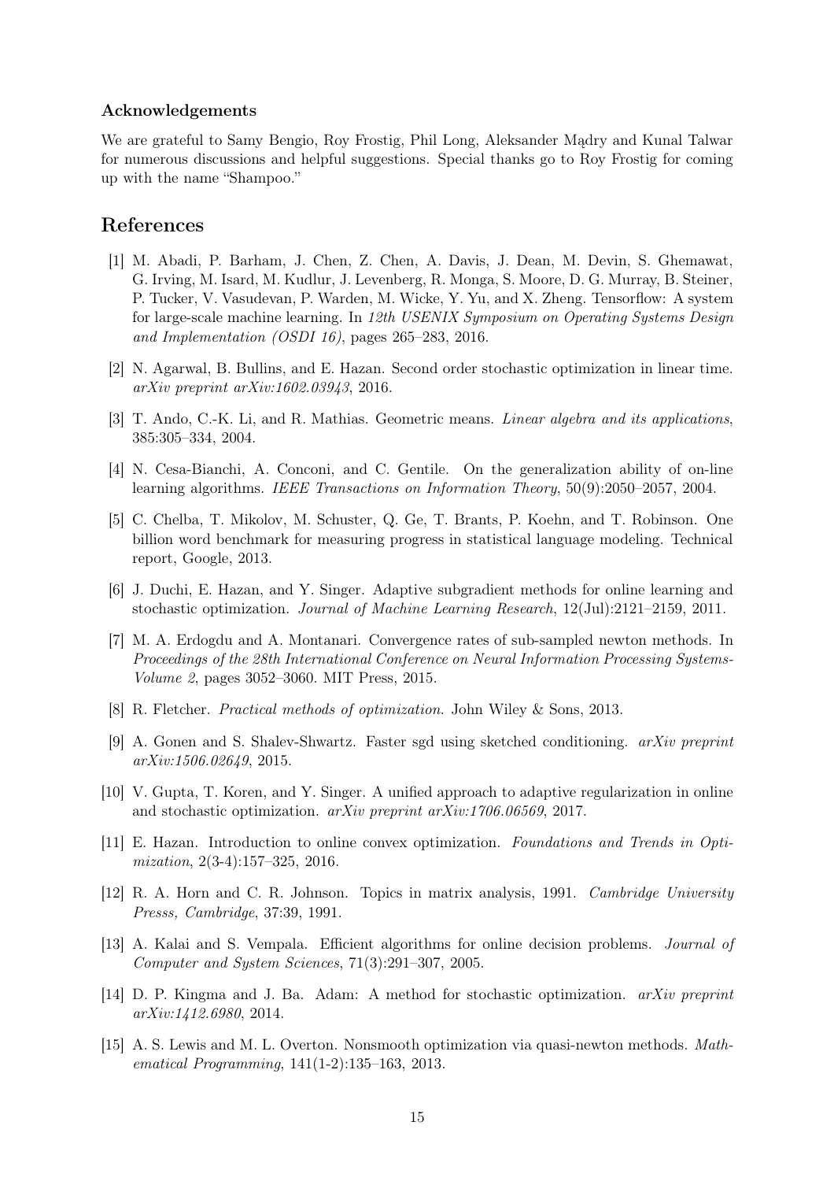### Acknowledgements

We are grateful to Samy Bengio, Roy Frostig, Phil Long, Aleksander Mądry and Kunal Talwar for numerous discussions and helpful suggestions. Special thanks go to Roy Frostig for coming up with the name "Shampoo."

## References

[1] M. Abadi, P. Barham, J. Chen, Z. Chen, A. Davis, J. Dean, M. Devin, S. Ghemawat, G. Irving, M. Isard, M. Kudlur, J. Levenberg, R. Monga, S. Moore, D. G. Murray, B. Steiner, P. Tucker, V. Vasudevan, P. Warden, M. Wicke, Y. Yu, and X. Zheng. Tensorflow: A system for large-scale machine learning. In *12th USENIX Symposium on Operating Systems Design and Implementation (OSDI 16)*, pages 265–283, 2016.

[2] N. Agarwal, B. Bullins, and E. Hazan. Second order stochastic optimization in linear time. *arXiv preprint arXiv:1602.03943*, 2016.

[3] T. Ando, C.-K. Li, and R. Mathias. Geometric means. *Linear algebra and its applications*, 385:305–334, 2004.

[4] N. Cesa-Bianchi, A. Conconi, and C. Gentile. On the generalization ability of on-line learning algorithms. *IEEE Transactions on Information Theory*, 50(9):2050–2057, 2004.

[5] C. Chelba, T. Mikolov, M. Schuster, Q. Ge, T. Brants, P. Koehn, and T. Robinson. One billion word benchmark for measuring progress in statistical language modeling. Technical report, Google, 2013.

[6] J. Duchi, E. Hazan, and Y. Singer. Adaptive subgradient methods for online learning and stochastic optimization. *Journal of Machine Learning Research*, 12(Jul):2121–2159, 2011.

[7] M. A. Erdogdu and A. Montanari. Convergence rates of sub-sampled newton methods. In *Proceedings of the 28th International Conference on Neural Information Processing Systems-Volume 2*, pages 3052–3060. MIT Press, 2015.

[8] R. Fletcher. *Practical methods of optimization*. John Wiley & Sons, 2013.

[9] A. Gonen and S. Shalev-Shwartz. Faster sgd using sketched conditioning. *arXiv preprint arXiv:1506.02649*, 2015.

[10] V. Gupta, T. Koren, and Y. Singer. A unified approach to adaptive regularization in online and stochastic optimization. *arXiv preprint arXiv:1706.06569*, 2017.

[11] E. Hazan. Introduction to online convex optimization. *Foundations and Trends in Optimization*, 2(3-4):157–325, 2016.

[12] R. A. Horn and C. R. Johnson. Topics in matrix analysis, 1991. *Cambridge University Presss, Cambridge*, 37:39, 1991.

[13] A. Kalai and S. Vempala. Efficient algorithms for online decision problems. *Journal of Computer and System Sciences*, 71(3):291–307, 2005.

[14] D. P. Kingma and J. Ba. Adam: A method for stochastic optimization. *arXiv preprint arXiv:1412.6980*, 2014.

[15] A. S. Lewis and M. L. Overton. Nonsmooth optimization via quasi-newton methods. *Mathematical Programming*, 141(1-2):135–163, 2013.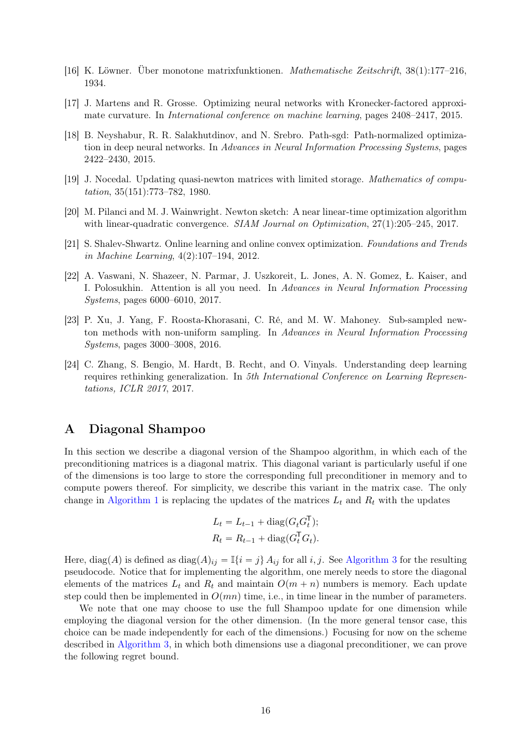[16] K. Löwner. Über monotone matrixfunktionen. *Mathematische Zeitschrift*, 38(1):177–216, 1934.

[17] J. Martens and R. Grosse. Optimizing neural networks with Kronecker-factored approximate curvature. In *International conference on machine learning*, pages 2408–2417, 2015.

[18] B. Neyshabur, R. R. Salakhutdinov, and N. Srebro. Path-sgd: Path-normalized optimization in deep neural networks. In *Advances in Neural Information Processing Systems*, pages 2422–2430, 2015.

[19] J. Nocedal. Updating quasi-newton matrices with limited storage. *Mathematics of computation*, 35(151):773–782, 1980.

[20] M. Pilanci and M. J. Wainwright. Newton sketch: A near linear-time optimization algorithm with linear-quadratic convergence. *SIAM Journal on Optimization*, 27(1):205–245, 2017.

[21] S. Shalev-Shwartz. Online learning and online convex optimization. *Foundations and Trends in Machine Learning*, 4(2):107–194, 2012.

[22] A. Vaswani, N. Shazeer, N. Parmar, J. Uszkoreit, L. Jones, A. N. Gomez, Ł. Kaiser, and I. Polosukhin. Attention is all you need. In *Advances in Neural Information Processing Systems*, pages 6000–6010, 2017.

[23] P. Xu, J. Yang, F. Roosta-Khorasani, C. Ré, and M. W. Mahoney. Sub-sampled newton methods with non-uniform sampling. In *Advances in Neural Information Processing Systems*, pages 3000–3008, 2016.

[24] C. Zhang, S. Bengio, M. Hardt, B. Recht, and O. Vinyals. Understanding deep learning requires rethinking generalization. In *5th International Conference on Learning Representations, ICLR 2017*, 2017.

# A Diagonal Shampoo

In this section we describe a diagonal version of the Shampoo algorithm, in which each of the preconditioning matrices is a diagonal matrix. This diagonal variant is particularly useful if one of the dimensions is too large to store the corresponding full preconditioner in memory and to compute powers thereof. For simplicity, we describe this variant in the matrix case. The only change in Algorithm 1 is replacing the updates of the matrices $L_t$ and $R_t$ with the updates

$$
\begin{aligned}
L_t &= L_{t-1} + \mathrm{diag}(G_t G_t^{\mathsf{T}}); \\
R_t &= R_{t-1} + \mathrm{diag}(G_t^{\mathsf{T}} G_t).
\end{aligned}
$$

Here, $\mathrm{diag}(A)$ is defined as $\mathrm{diag}(A)_{ij} = \mathbb{I}\{i = j\}\, A_{ij}$ for all $i, j$. See Algorithm 3 for the resulting pseudocode. Notice that for implementing the algorithm, one merely needs to store the diagonal elements of the matrices $L_t$ and $R_t$ and maintain $O(m + n)$ numbers is memory. Each update step could then be implemented in $O(mn)$ time, i.e., in time linear in the number of parameters.

We note that one may choose to use the full Shampoo update for one dimension while employing the diagonal version for the other dimension. (In the more general tensor case, this choice can be made independently for each of the dimensions.) Focusing for now on the scheme described in Algorithm 3, in which both dimensions use a diagonal preconditioner, we can prove the following regret bound.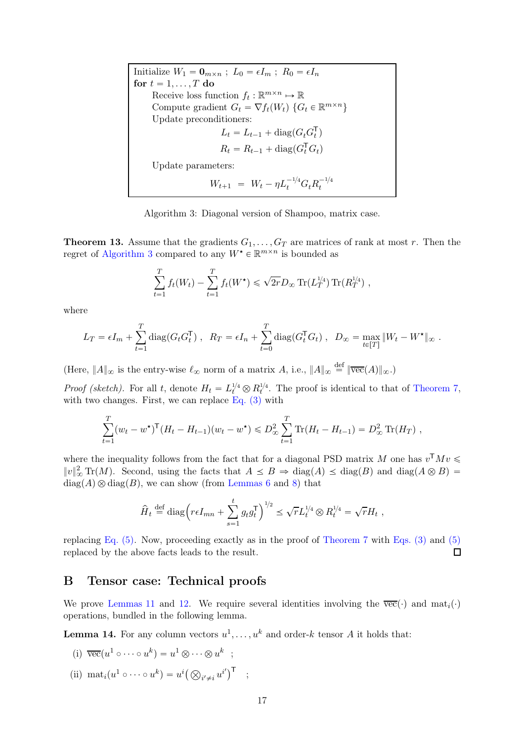```
Initialize W_1 = 0_{m×n} ; L_0 = εI_m ; R_0 = εI_n
for t = 1, ..., T do
    Receive loss function f_t : R^{m×n} ↦ R
    Compute gradient G_t = ∇f_t(W_t) {G_t ∈ R^{m×n}}
    Update preconditioners:
        L_t = L_{t-1} + diag(G_t G_t^T)
        R_t = R_{t-1} + diag(G_t^T G_t)
    Update parameters:
        W_{t+1} = W_t - η L_t^{-1/4} G_t R_t^{-1/4}
```

Algorithm 3: Diagonal version of Shampoo, matrix case.

**Theorem 13.** Assume that the gradients $G_1, \ldots, G_T$ are matrices of rank at most $r$. Then the regret of Algorithm 3 compared to any $W^\star \in \mathbb{R}^{m\times n}$ is bounded as

$$\sum_{t=1}^{T} f_t(W_t) - \sum_{t=1}^{T} f_t(W^\star) \leqslant \sqrt{2r} D_\infty \operatorname{Tr}(L_T^{1/4}) \operatorname{Tr}(R_T^{1/4}) ,$$

where

$$L_T = \epsilon I_m + \sum_{t=1}^{T} \operatorname{diag}(G_t G_t^\mathsf{T}) , \quad R_T = \epsilon I_n + \sum_{t=0}^{T} \operatorname{diag}(G_t^\mathsf{T} G_t) , \quad D_\infty = \max_{t\in[T]} \|W_t - W^\star\|_\infty .$$

(Here, $\|A\|_\infty$ is the entry-wise $\ell_\infty$ norm of a matrix $A$, i.e., $\|A\|_\infty \stackrel{\text{def}}{=} \|\overline{\operatorname{vec}}(A)\|_\infty$.)

*Proof (sketch).* For all $t$, denote $H_t = L_t^{1/4} \otimes R_t^{1/4}$. The proof is identical to that of Theorem 7, with two changes. First, we can replace Eq. (3) with

$$\sum_{t=1}^{T} (w_t - w^\star)^\mathsf{T} (H_t - H_{t-1})(w_t - w^\star) \leqslant D_\infty^2 \sum_{t=1}^{T} \operatorname{Tr}(H_t - H_{t-1}) = D_\infty^2 \operatorname{Tr}(H_T) ,$$

where the inequality follows from the fact that for a diagonal PSD matrix $M$ one has $v^\mathsf{T} M v \leqslant \|v\|_\infty^2 \operatorname{Tr}(M)$. Second, using the facts that $A \preceq B \Rightarrow \operatorname{diag}(A) \preceq \operatorname{diag}(B)$ and $\operatorname{diag}(A \otimes B) = \operatorname{diag}(A) \otimes \operatorname{diag}(B)$, we can show (from Lemmas 6 and 8) that

$$\widehat{H}_t \stackrel{\text{def}}{=} \operatorname{diag}\Big(r\epsilon I_{mn} + \sum_{s=1}^{t} g_t g_t^\mathsf{T}\Big)^{1/2} \preceq \sqrt{r} L_t^{1/4} \otimes R_t^{1/4} = \sqrt{r} H_t ,$$

replacing Eq. (5). Now, proceeding exactly as in the proof of Theorem 7 with Eqs. (3) and (5) replaced by the above facts leads to the result. $\square$

## B Tensor case: Technical proofs

We prove Lemmas 11 and 12. We require several identities involving the $\overline{\operatorname{vec}}(\cdot)$ and $\operatorname{mat}_i(\cdot)$ operations, bundled in the following lemma.

**Lemma 14.** For any column vectors $u^1, \ldots, u^k$ and order-$k$ tensor $A$ it holds that:

(i) $\overline{\operatorname{vec}}(u^1 \circ \cdots \circ u^k) = u^1 \otimes \cdots \otimes u^k$ ;

(ii) $\operatorname{mat}_i(u^1 \circ \cdots \circ u^k) = u^i \big(\bigotimes_{i' \neq i} u^{i'}\big)^\mathsf{T}$ ;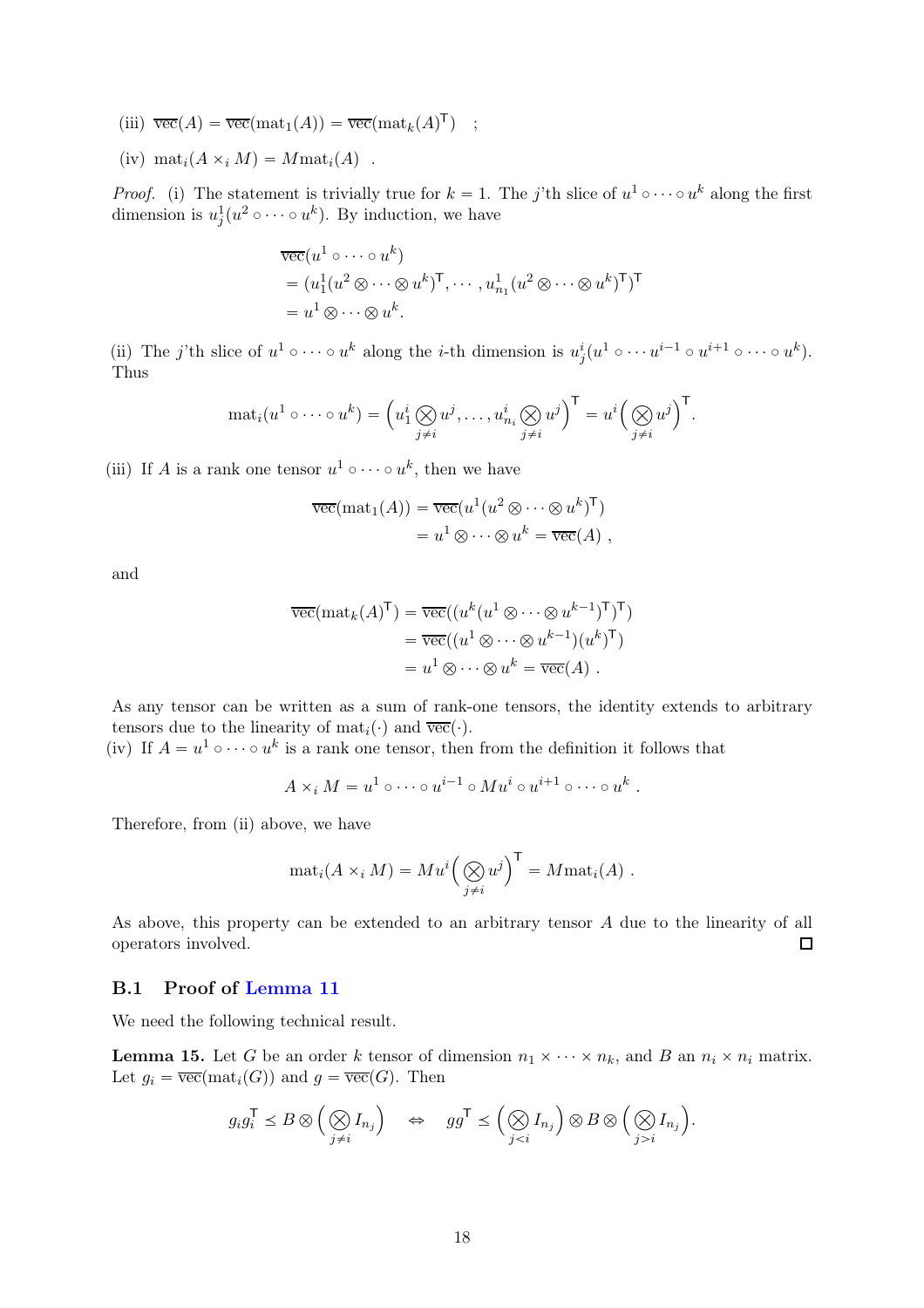(iii) $\overline{\mathrm{vec}}(A) = \overline{\mathrm{vec}}(\mathrm{mat}_1(A)) = \overline{\mathrm{vec}}(\mathrm{mat}_k(A)^\mathsf{T})$ ;

(iv) $\mathrm{mat}_i(A \times_i M) = M\mathrm{mat}_i(A)$ .

*Proof.* (i) The statement is trivially true for $k = 1$. The $j$'th slice of $u^1 \circ \cdots \circ u^k$ along the first dimension is $u^1_j(u^2 \circ \cdots \circ u^k)$. By induction, we have

$$
\begin{aligned}
&\overline{\mathrm{vec}}(u^1 \circ \cdots \circ u^k) \\
&= (u^1_1(u^2 \otimes \cdots \otimes u^k)^\mathsf{T}, \cdots, u^1_{n_1}(u^2 \otimes \cdots \otimes u^k)^\mathsf{T})^\mathsf{T} \\
&= u^1 \otimes \cdots \otimes u^k.
\end{aligned}
$$

(ii) The $j$'th slice of $u^1 \circ \cdots \circ u^k$ along the $i$-th dimension is $u^i_j(u^1 \circ \cdots u^{i-1} \circ u^{i+1} \circ \cdots \circ u^k)$. Thus

$$
\mathrm{mat}_i(u^1 \circ \cdots \circ u^k) = \Big(u^i_1 \bigotimes_{j \neq i} u^j, \ldots, u^i_{n_i} \bigotimes_{j \neq i} u^j\Big)^\mathsf{T} = u^i \Big(\bigotimes_{j \neq i} u^j\Big)^\mathsf{T}.
$$

(iii) If $A$ is a rank one tensor $u^1 \circ \cdots \circ u^k$, then we have

$$
\begin{aligned}
\overline{\mathrm{vec}}(\mathrm{mat}_1(A)) &= \overline{\mathrm{vec}}(u^1(u^2 \otimes \cdots \otimes u^k)^\mathsf{T}) \\
&= u^1 \otimes \cdots \otimes u^k = \overline{\mathrm{vec}}(A) \ ,
\end{aligned}
$$

and

$$
\begin{aligned}
\overline{\mathrm{vec}}(\mathrm{mat}_k(A)^\mathsf{T}) &= \overline{\mathrm{vec}}((u^k(u^1 \otimes \cdots \otimes u^{k-1})^\mathsf{T})^\mathsf{T}) \\
&= \overline{\mathrm{vec}}((u^1 \otimes \cdots \otimes u^{k-1})(u^k)^\mathsf{T}) \\
&= u^1 \otimes \cdots \otimes u^k = \overline{\mathrm{vec}}(A) \ .
\end{aligned}
$$

As any tensor can be written as a sum of rank-one tensors, the identity extends to arbitrary tensors due to the linearity of $\mathrm{mat}_i(\cdot)$ and $\overline{\mathrm{vec}}(\cdot)$.

(iv) If $A = u^1 \circ \cdots \circ u^k$ is a rank one tensor, then from the definition it follows that

$$
A \times_i M = u^1 \circ \cdots \circ u^{i-1} \circ M u^i \circ u^{i+1} \circ \cdots \circ u^k \ .
$$

Therefore, from (ii) above, we have

$$
\mathrm{mat}_i(A \times_i M) = M u^i \Big(\bigotimes_{j \neq i} u^j\Big)^\mathsf{T} = M\mathrm{mat}_i(A) \ .
$$

As above, this property can be extended to an arbitrary tensor $A$ due to the linearity of all operators involved. ∎

### B.1 Proof of Lemma 11

We need the following technical result.

**Lemma 15.** Let $G$ be an order $k$ tensor of dimension $n_1 \times \cdots \times n_k$, and $B$ an $n_i \times n_i$ matrix. Let $g_i = \overline{\mathrm{vec}}(\mathrm{mat}_i(G))$ and $g = \overline{\mathrm{vec}}(G)$. Then

$$
g_i g_i^\mathsf{T} \preceq B \otimes \Big(\bigotimes_{j \neq i} I_{n_j}\Big) \quad \Leftrightarrow \quad g g^\mathsf{T} \preceq \Big(\bigotimes_{j < i} I_{n_j}\Big) \otimes B \otimes \Big(\bigotimes_{j > i} I_{n_j}\Big).
$$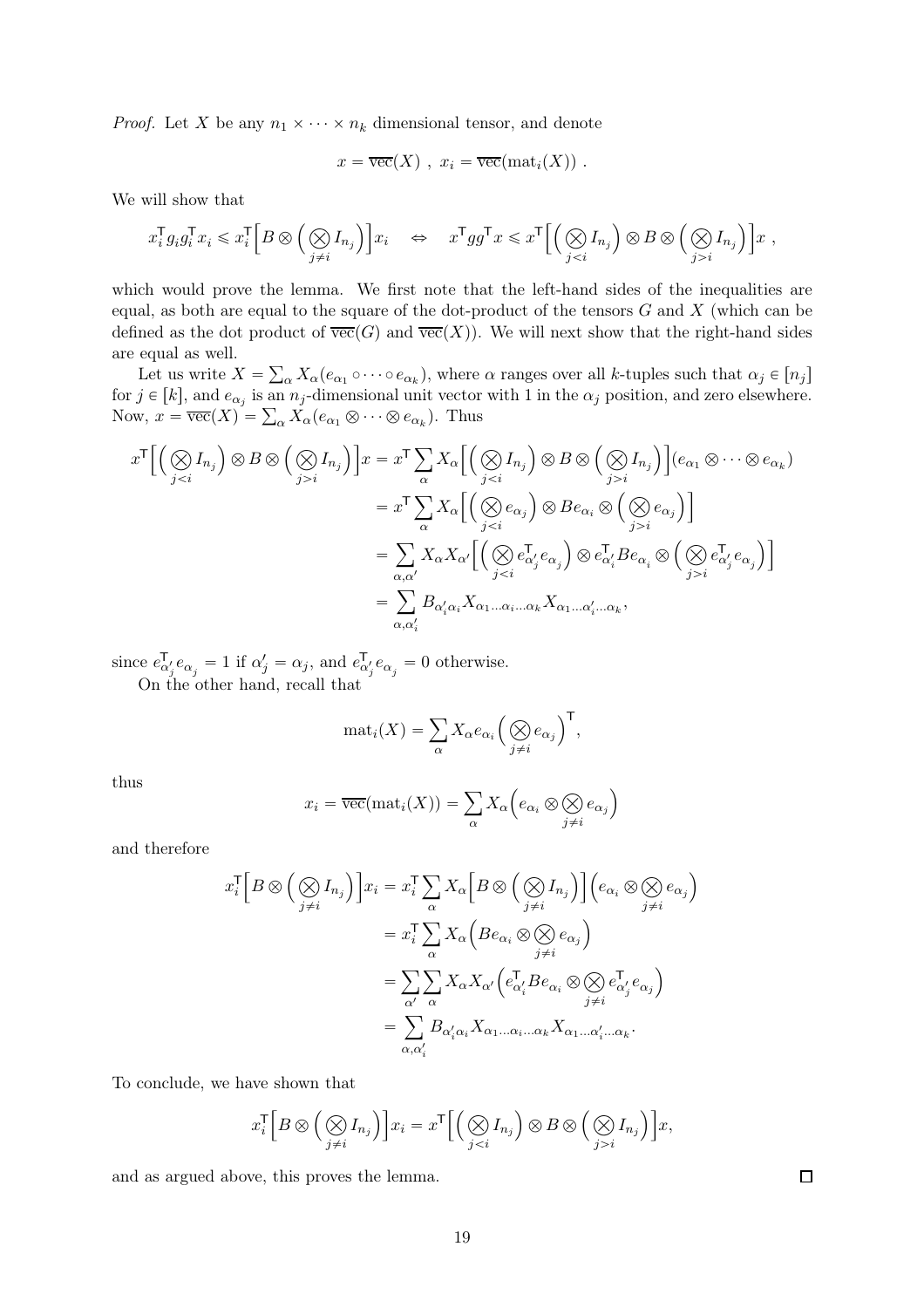*Proof.* Let $X$ be any $n_1 \times \cdots \times n_k$ dimensional tensor, and denote

$$x = \overline{\text{vec}}(X) \ , \ x_i = \overline{\text{vec}}(\text{mat}_i(X)) \ .$$

We will show that

$$x_i^\mathsf{T} g_i g_i^\mathsf{T} x_i \leqslant x_i^\mathsf{T} \Big[ B \otimes \Big( \bigotimes_{j \neq i} I_{n_j} \Big) \Big] x_i \quad \Leftrightarrow \quad x^\mathsf{T} g g^\mathsf{T} x \leqslant x^\mathsf{T} \Big[ \Big( \bigotimes_{j<i} I_{n_j} \Big) \otimes B \otimes \Big( \bigotimes_{j>i} I_{n_j} \Big) \Big] x \ ,$$

which would prove the lemma. We first note that the left-hand sides of the inequalities are equal, as both are equal to the square of the dot-product of the tensors $G$ and $X$ (which can be defined as the dot product of $\overline{\text{vec}}(G)$ and $\overline{\text{vec}}(X)$). We will next show that the right-hand sides are equal as well.

Let us write $X = \sum_\alpha X_\alpha (e_{\alpha_1} \circ \cdots \circ e_{\alpha_k})$, where $\alpha$ ranges over all $k$-tuples such that $\alpha_j \in [n_j]$ for $j \in [k]$, and $e_{\alpha_j}$ is an $n_j$-dimensional unit vector with 1 in the $\alpha_j$ position, and zero elsewhere. Now, $x = \overline{\text{vec}}(X) = \sum_\alpha X_\alpha (e_{\alpha_1} \otimes \cdots \otimes e_{\alpha_k})$. Thus

$$\begin{aligned}
x^\mathsf{T} \Big[ \Big( \bigotimes_{j<i} I_{n_j} \Big) \otimes B \otimes \Big( \bigotimes_{j>i} I_{n_j} \Big) \Big] x &= x^\mathsf{T} \sum_\alpha X_\alpha \Big[ \Big( \bigotimes_{j<i} I_{n_j} \Big) \otimes B \otimes \Big( \bigotimes_{j>i} I_{n_j} \Big) \Big] (e_{\alpha_1} \otimes \cdots \otimes e_{\alpha_k}) \\
&= x^\mathsf{T} \sum_\alpha X_\alpha \Big[ \Big( \bigotimes_{j<i} e_{\alpha_j} \Big) \otimes B e_{\alpha_i} \otimes \Big( \bigotimes_{j>i} e_{\alpha_j} \Big) \Big] \\
&= \sum_{\alpha, \alpha'} X_\alpha X_{\alpha'} \Big[ \Big( \bigotimes_{j<i} e_{\alpha'_j}^\mathsf{T} e_{\alpha_j} \Big) \otimes e_{\alpha'_i}^\mathsf{T} B e_{\alpha_i} \otimes \Big( \bigotimes_{j>i} e_{\alpha'_j}^\mathsf{T} e_{\alpha_j} \Big) \Big] \\
&= \sum_{\alpha, \alpha'_i} B_{\alpha'_i \alpha_i} X_{\alpha_1 \ldots \alpha_i \ldots \alpha_k} X_{\alpha_1 \ldots \alpha'_i \ldots \alpha_k},
\end{aligned}$$

since $e_{\alpha'_j}^\mathsf{T} e_{\alpha_j} = 1$ if $\alpha'_j = \alpha_j$, and $e_{\alpha'_j}^\mathsf{T} e_{\alpha_j} = 0$ otherwise.

On the other hand, recall that

$$\text{mat}_i(X) = \sum_\alpha X_\alpha e_{\alpha_i} \Big( \bigotimes_{j \neq i} e_{\alpha_j} \Big)^\mathsf{T},$$

thus

$$x_i = \overline{\text{vec}}(\text{mat}_i(X)) = \sum_\alpha X_\alpha \Big( e_{\alpha_i} \otimes \bigotimes_{j \neq i} e_{\alpha_j} \Big)$$

and therefore

$$\begin{aligned}
x_i^\mathsf{T} \Big[ B \otimes \Big( \bigotimes_{j \neq i} I_{n_j} \Big) \Big] x_i &= x_i^\mathsf{T} \sum_\alpha X_\alpha \Big[ B \otimes \Big( \bigotimes_{j \neq i} I_{n_j} \Big) \Big] \Big( e_{\alpha_i} \otimes \bigotimes_{j \neq i} e_{\alpha_j} \Big) \\
&= x_i^\mathsf{T} \sum_\alpha X_\alpha \Big( B e_{\alpha_i} \otimes \bigotimes_{j \neq i} e_{\alpha_j} \Big) \\
&= \sum_{\alpha'} \sum_\alpha X_\alpha X_{\alpha'} \Big( e_{\alpha'_i}^\mathsf{T} B e_{\alpha_i} \otimes \bigotimes_{j \neq i} e_{\alpha'_j}^\mathsf{T} e_{\alpha_j} \Big) \\
&= \sum_{\alpha, \alpha'_i} B_{\alpha'_i \alpha_i} X_{\alpha_1 \ldots \alpha_i \ldots \alpha_k} X_{\alpha_1 \ldots \alpha'_i \ldots \alpha_k}.
\end{aligned}$$

To conclude, we have shown that

$$x_i^\mathsf{T} \Big[ B \otimes \Big( \bigotimes_{j \neq i} I_{n_j} \Big) \Big] x_i = x^\mathsf{T} \Big[ \Big( \bigotimes_{j<i} I_{n_j} \Big) \otimes B \otimes \Big( \bigotimes_{j>i} I_{n_j} \Big) \Big] x,$$

and as argued above, this proves the lemma. $\square$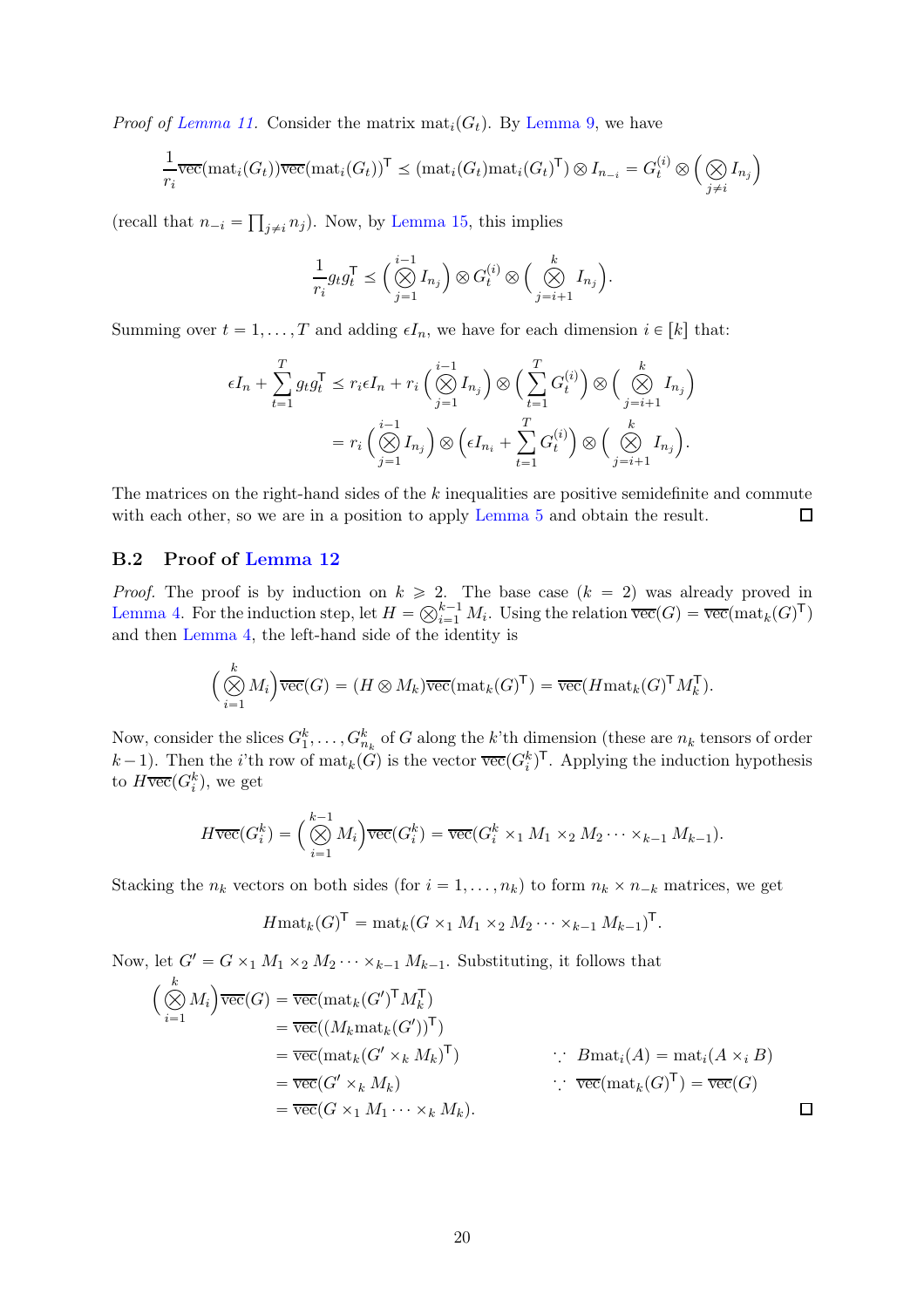*Proof of Lemma 11.* Consider the matrix $\mathrm{mat}_i(G_t)$. By Lemma 9, we have

$$\frac{1}{r_i}\overline{\mathrm{vec}}(\mathrm{mat}_i(G_t))\overline{\mathrm{vec}}(\mathrm{mat}_i(G_t))^\mathsf{T} \preceq (\mathrm{mat}_i(G_t)\mathrm{mat}_i(G_t)^\mathsf{T}) \otimes I_{n_{-i}} = G_t^{(i)} \otimes \Big(\bigotimes_{j \neq i} I_{n_j}\Big)$$

(recall that $n_{-i} = \prod_{j \neq i} n_j$). Now, by Lemma 15, this implies

$$\frac{1}{r_i} g_t g_t^\mathsf{T} \preceq \Big(\bigotimes_{j=1}^{i-1} I_{n_j}\Big) \otimes G_t^{(i)} \otimes \Big(\bigotimes_{j=i+1}^{k} I_{n_j}\Big).$$

Summing over $t = 1, \ldots, T$ and adding $\epsilon I_n$, we have for each dimension $i \in [k]$ that:

$$\begin{aligned}
\epsilon I_n + \sum_{t=1}^{T} g_t g_t^\mathsf{T} &\preceq r_i \epsilon I_n + r_i \Big(\bigotimes_{j=1}^{i-1} I_{n_j}\Big) \otimes \Big(\sum_{t=1}^{T} G_t^{(i)}\Big) \otimes \Big(\bigotimes_{j=i+1}^{k} I_{n_j}\Big) \\
&= r_i \Big(\bigotimes_{j=1}^{i-1} I_{n_j}\Big) \otimes \Big(\epsilon I_{n_i} + \sum_{t=1}^{T} G_t^{(i)}\Big) \otimes \Big(\bigotimes_{j=i+1}^{k} I_{n_j}\Big).
\end{aligned}$$

The matrices on the right-hand sides of the $k$ inequalities are positive semidefinite and commute with each other, so we are in a position to apply Lemma 5 and obtain the result. □

## B.2 Proof of Lemma 12

*Proof.* The proof is by induction on $k \geqslant 2$. The base case ($k = 2$) was already proved in Lemma 4. For the induction step, let $H = \bigotimes_{i=1}^{k-1} M_i$. Using the relation $\overline{\mathrm{vec}}(G) = \overline{\mathrm{vec}}(\mathrm{mat}_k(G)^\mathsf{T})$ and then Lemma 4, the left-hand side of the identity is

$$\Big(\bigotimes_{i=1}^{k} M_i\Big)\overline{\mathrm{vec}}(G) = (H \otimes M_k)\overline{\mathrm{vec}}(\mathrm{mat}_k(G)^\mathsf{T}) = \overline{\mathrm{vec}}(H \mathrm{mat}_k(G)^\mathsf{T} M_k^\mathsf{T}).$$

Now, consider the slices $G_1^k, \ldots, G_{n_k}^k$ of $G$ along the $k$'th dimension (these are $n_k$ tensors of order $k-1$). Then the $i$'th row of $\mathrm{mat}_k(G)$ is the vector $\overline{\mathrm{vec}}(G_i^k)^\mathsf{T}$. Applying the induction hypothesis to $H\overline{\mathrm{vec}}(G_i^k)$, we get

$$H\overline{\mathrm{vec}}(G_i^k) = \Big(\bigotimes_{i=1}^{k-1} M_i\Big)\overline{\mathrm{vec}}(G_i^k) = \overline{\mathrm{vec}}(G_i^k \times_1 M_1 \times_2 M_2 \cdots \times_{k-1} M_{k-1}).$$

Stacking the $n_k$ vectors on both sides (for $i = 1, \ldots, n_k$) to form $n_k \times n_{-k}$ matrices, we get

$$H \mathrm{mat}_k(G)^\mathsf{T} = \mathrm{mat}_k(G \times_1 M_1 \times_2 M_2 \cdots \times_{k-1} M_{k-1})^\mathsf{T}.$$

Now, let $G' = G \times_1 M_1 \times_2 M_2 \cdots \times_{k-1} M_{k-1}$. Substituting, it follows that

$$\begin{aligned}
\Big(\bigotimes_{i=1}^{k} M_i\Big)\overline{\mathrm{vec}}(G) &= \overline{\mathrm{vec}}(\mathrm{mat}_k(G')^\mathsf{T} M_k^\mathsf{T}) \\
&= \overline{\mathrm{vec}}((M_k \mathrm{mat}_k(G'))^\mathsf{T}) \\
&= \overline{\mathrm{vec}}(\mathrm{mat}_k(G' \times_k M_k)^\mathsf{T}) && \because\ B\mathrm{mat}_i(A) = \mathrm{mat}_i(A \times_i B) \\
&= \overline{\mathrm{vec}}(G' \times_k M_k) && \because\ \overline{\mathrm{vec}}(\mathrm{mat}_k(G)^\mathsf{T}) = \overline{\mathrm{vec}}(G) \\
&= \overline{\mathrm{vec}}(G \times_1 M_1 \cdots \times_k M_k).
\end{aligned}$$

□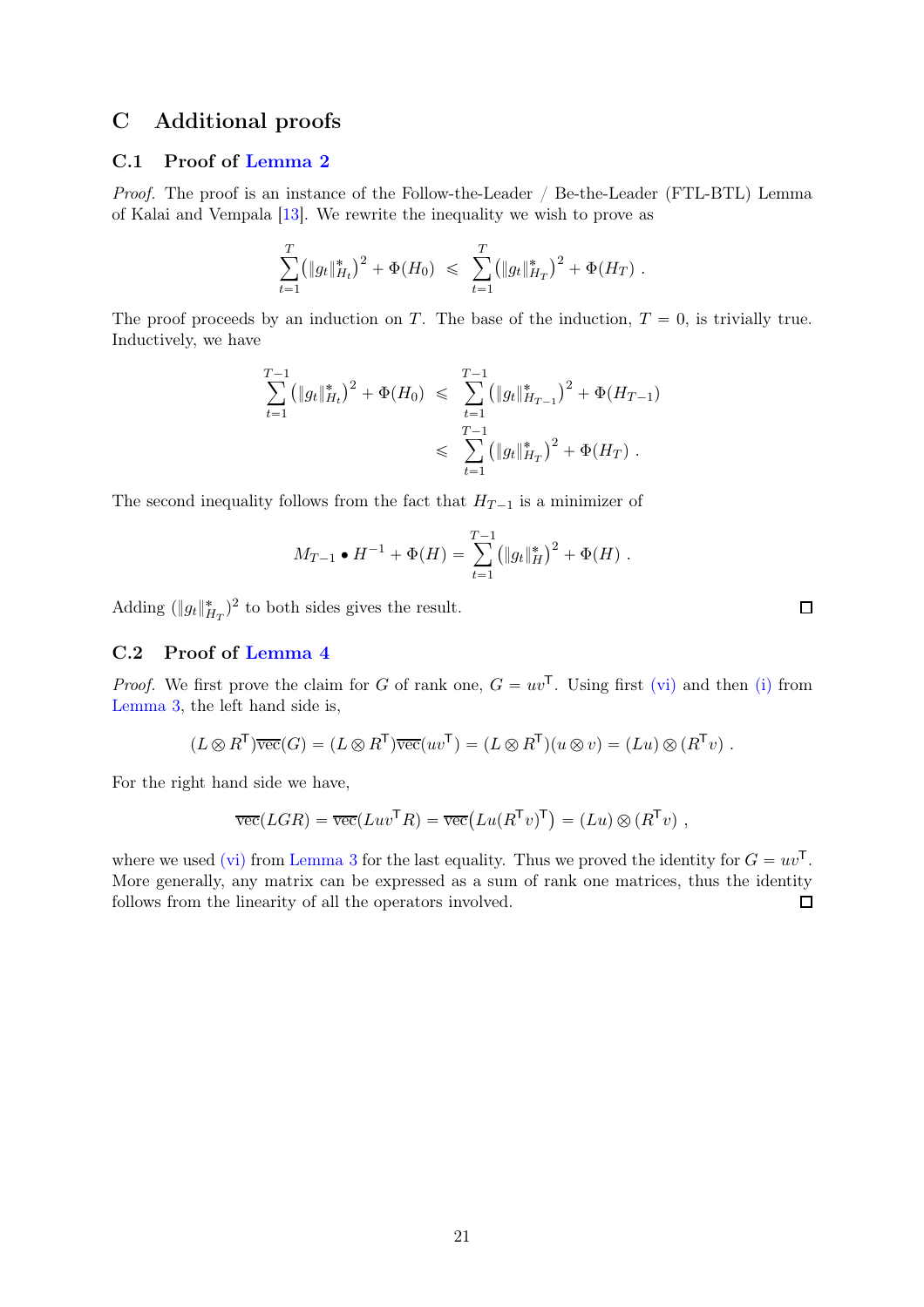## C Additional proofs

### C.1 Proof of Lemma 2

*Proof.* The proof is an instance of the Follow-the-Leader / Be-the-Leader (FTL-BTL) Lemma of Kalai and Vempala [13]. We rewrite the inequality we wish to prove as

$$\sum_{t=1}^{T} \left(\|g_t\|_{H_t}^*\right)^2 + \Phi(H_0) \leqslant \sum_{t=1}^{T} \left(\|g_t\|_{H_T}^*\right)^2 + \Phi(H_T) \ .$$

The proof proceeds by an induction on $T$. The base of the induction, $T = 0$, is trivially true. Inductively, we have

$$\begin{aligned}
\sum_{t=1}^{T-1} \left(\|g_t\|_{H_t}^*\right)^2 + \Phi(H_0) &\leqslant \sum_{t=1}^{T-1} \left(\|g_t\|_{H_{T-1}}^*\right)^2 + \Phi(H_{T-1}) \\
&\leqslant \sum_{t=1}^{T-1} \left(\|g_t\|_{H_T}^*\right)^2 + \Phi(H_T) \ .
\end{aligned}$$

The second inequality follows from the fact that $H_{T-1}$ is a minimizer of

$$M_{T-1} \bullet H^{-1} + \Phi(H) = \sum_{t=1}^{T-1} \left(\|g_t\|_H^*\right)^2 + \Phi(H) \ .$$

Adding $(\|g_t\|_{H_T}^*)^2$ to both sides gives the result. □

### C.2 Proof of Lemma 4

*Proof.* We first prove the claim for $G$ of rank one, $G = uv^{\mathsf{T}}$. Using first (vi) and then (i) from Lemma 3, the left hand side is,

$$(L \otimes R^{\mathsf{T}})\overline{\mathrm{vec}}(G) = (L \otimes R^{\mathsf{T}})\overline{\mathrm{vec}}(uv^{\mathsf{T}}) = (L \otimes R^{\mathsf{T}})(u \otimes v) = (Lu) \otimes (R^{\mathsf{T}}v) \ .$$

For the right hand side we have,

$$\overline{\mathrm{vec}}(LGR) = \overline{\mathrm{vec}}(Luv^{\mathsf{T}}R) = \overline{\mathrm{vec}}\big(Lu(R^{\mathsf{T}}v)^{\mathsf{T}}\big) = (Lu) \otimes (R^{\mathsf{T}}v) \ ,$$

where we used (vi) from Lemma 3 for the last equality. Thus we proved the identity for $G = uv^{\mathsf{T}}$. More generally, any matrix can be expressed as a sum of rank one matrices, thus the identity follows from the linearity of all the operators involved. □